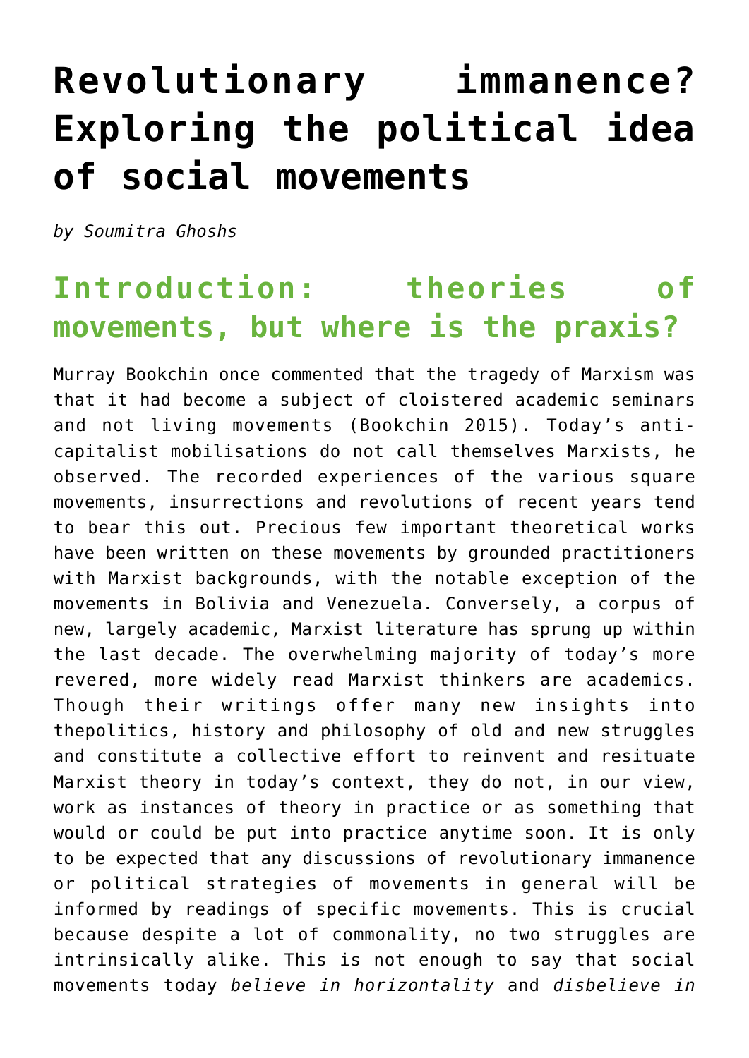# Revolutionary immanence? Exploring the political idea of social movements

*by Soumitra Ghoshs*

## Introduction: theories of movements, but where is the praxis?

Murray Bookchin once commented that the tragedy of Marxism was that it had become a subject of cloistered academic seminars and not living movements (Bookchin 2015). Today's anti-capitalist mobilisations do not call themselves Marxists, he observed. The recorded experiences of the various square movements, insurrections and revolutions of recent years tend to bear this out. Precious few important theoretical works have been written on these movements by grounded practitioners with Marxist backgrounds, with the notable exception of the movements in Bolivia and Venezuela. Conversely, a corpus of new, largely academic, Marxist literature has sprung up within the last decade. The overwhelming majority of today's more revered, more widely read Marxist thinkers are academics. Though their writings offer many new insights into thepolitics, history and philosophy of old and new struggles and constitute a collective effort to reinvent and resituate Marxist theory in today's context, they do not, in our view, work as instances of theory in practice or as something that would or could be put into practice anytime soon. It is only to be expected that any discussions of revolutionary immanence or political strategies of movements in general will be informed by readings of specific movements. This is crucial because despite a lot of commonality, no two struggles are intrinsically alike. This is not enough to say that social movements today *believe in horizontality* and *disbelieve in*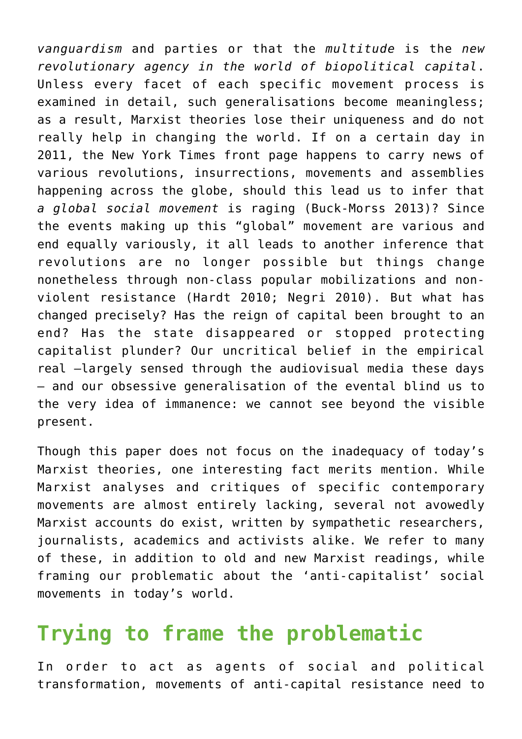*vanguardism* and parties or that the *multitude* is the *new revolutionary agency in the world of biopolitical capital*. Unless every facet of each specific movement process is examined in detail, such generalisations become meaningless; as a result, Marxist theories lose their uniqueness and do not really help in changing the world. If on a certain day in 2011, the New York Times front page happens to carry news of various revolutions, insurrections, movements and assemblies happening across the globe, should this lead us to infer that *a global social movement* is raging (Buck-Morss 2013)? Since the events making up this "global" movement are various and end equally variously, it all leads to another inference that revolutions are no longer possible but things change nonetheless through non-class popular mobilizations and non-violent resistance (Hardt 2010; Negri 2010). But what has changed precisely? Has the reign of capital been brought to an end? Has the state disappeared or stopped protecting capitalist plunder? Our uncritical belief in the empirical real —largely sensed through the audiovisual media these days — and our obsessive generalisation of the evental blind us to the very idea of immanence: we cannot see beyond the visible present.

Though this paper does not focus on the inadequacy of today's Marxist theories, one interesting fact merits mention. While Marxist analyses and critiques of specific contemporary movements are almost entirely lacking, several not avowedly Marxist accounts do exist, written by sympathetic researchers, journalists, academics and activists alike. We refer to many of these, in addition to old and new Marxist readings, while framing our problematic about the 'anti-capitalist' social movements in today's world.

## Trying to frame the problematic

In order to act as agents of social and political transformation, movements of anti-capital resistance need to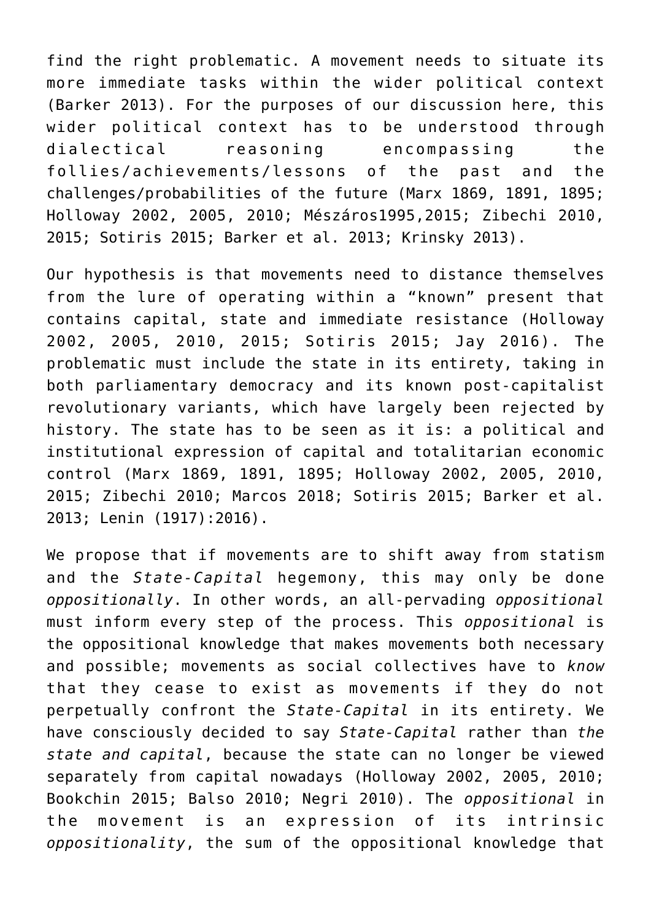find the right problematic. A movement needs to situate its more immediate tasks within the wider political context (Barker 2013). For the purposes of our discussion here, this wider political context has to be understood through dialectical reasoning encompassing the follies/achievements/lessons of the past and the challenges/probabilities of the future (Marx 1869, 1891, 1895; Holloway 2002, 2005, 2010; Mészáros1995,2015; Zibechi 2010, 2015; Sotiris 2015; Barker et al. 2013; Krinsky 2013).

Our hypothesis is that movements need to distance themselves from the lure of operating within a "known" present that contains capital, state and immediate resistance (Holloway 2002, 2005, 2010, 2015; Sotiris 2015; Jay 2016). The problematic must include the state in its entirety, taking in both parliamentary democracy and its known post-capitalist revolutionary variants, which have largely been rejected by history. The state has to be seen as it is: a political and institutional expression of capital and totalitarian economic control (Marx 1869, 1891, 1895; Holloway 2002, 2005, 2010, 2015; Zibechi 2010; Marcos 2018; Sotiris 2015; Barker et al. 2013; Lenin (1917):2016).

We propose that if movements are to shift away from statism and the *State-Capital* hegemony, this may only be done *oppositionally*. In other words, an all-pervading *oppositional* must inform every step of the process. This *oppositional* is the oppositional knowledge that makes movements both necessary and possible; movements as social collectives have to *know* that they cease to exist as movements if they do not perpetually confront the *State-Capital* in its entirety. We have consciously decided to say *State-Capital* rather than *the state and capital*, because the state can no longer be viewed separately from capital nowadays (Holloway 2002, 2005, 2010; Bookchin 2015; Balso 2010; Negri 2010). The *oppositional* in the movement is an expression of its intrinsic *oppositionality*, the sum of the oppositional knowledge that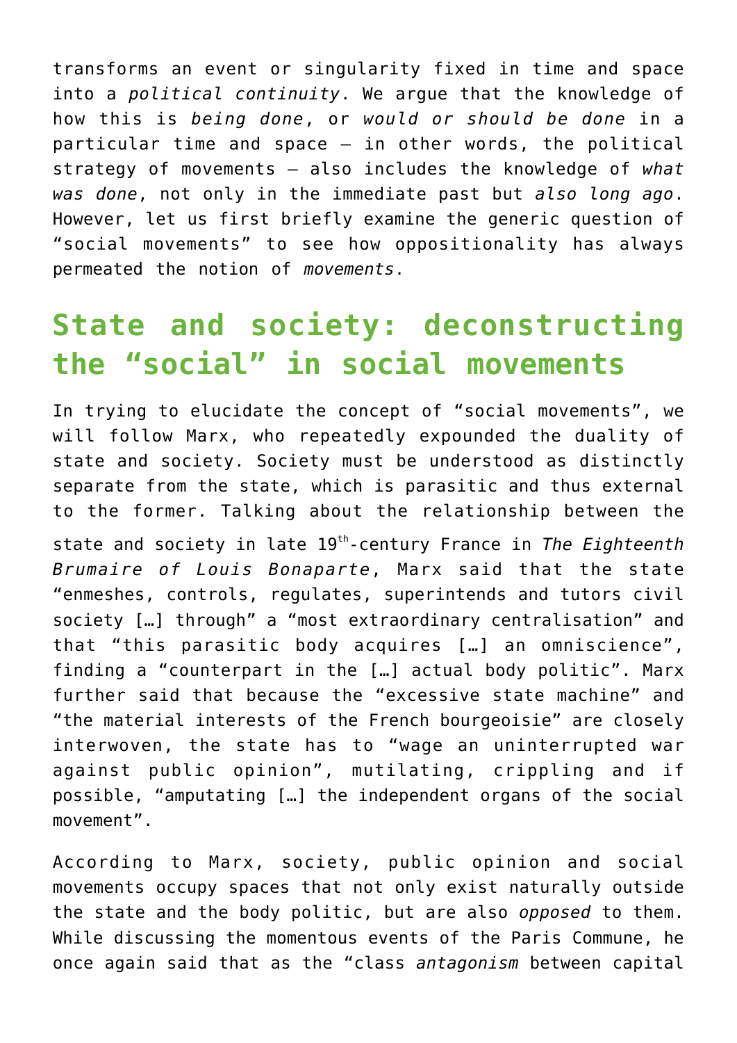transforms an event or singularity fixed in time and space into a *political continuity*. We argue that the knowledge of how this is *being done*, or *would or should be done* in a particular time and space – in other words, the political strategy of movements – also includes the knowledge of *what was done*, not only in the immediate past but *also long ago*. However, let us first briefly examine the generic question of "social movements" to see how oppositionality has always permeated the notion of *movements*.

## State and society: deconstructing the "social" in social movements

In trying to elucidate the concept of "social movements", we will follow Marx, who repeatedly expounded the duality of state and society. Society must be understood as distinctly separate from the state, which is parasitic and thus external to the former. Talking about the relationship between the state and society in late 19th-century France in *The Eighteenth Brumaire of Louis Bonaparte*, Marx said that the state "enmeshes, controls, regulates, superintends and tutors civil society […] through" a "most extraordinary centralisation" and that "this parasitic body acquires […] an omniscience", finding a "counterpart in the […] actual body politic". Marx further said that because the "excessive state machine" and "the material interests of the French bourgeoisie" are closely interwoven, the state has to "wage an uninterrupted war against public opinion", mutilating, crippling and if possible, "amputating […] the independent organs of the social movement".

According to Marx, society, public opinion and social movements occupy spaces that not only exist naturally outside the state and the body politic, but are also *opposed* to them. While discussing the momentous events of the Paris Commune, he once again said that as the "class *antagonism* between capital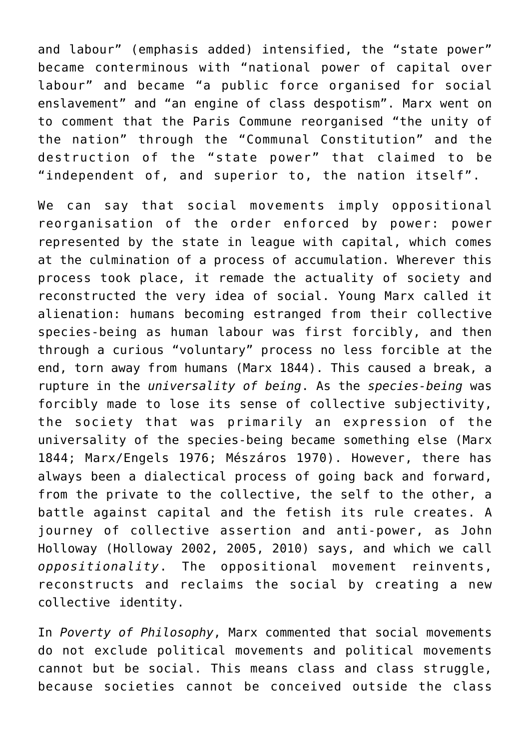and labour" (emphasis added) intensified, the "state power" became conterminous with "national power of capital over labour" and became "a public force organised for social enslavement" and "an engine of class despotism". Marx went on to comment that the Paris Commune reorganised "the unity of the nation" through the "Communal Constitution" and the destruction of the "state power" that claimed to be "independent of, and superior to, the nation itself".

We can say that social movements imply oppositional reorganisation of the order enforced by power: power represented by the state in league with capital, which comes at the culmination of a process of accumulation. Wherever this process took place, it remade the actuality of society and reconstructed the very idea of social. Young Marx called it alienation: humans becoming estranged from their collective species-being as human labour was first forcibly, and then through a curious "voluntary" process no less forcible at the end, torn away from humans (Marx 1844). This caused a break, a rupture in the *universality of being*. As the *species-being* was forcibly made to lose its sense of collective subjectivity, the society that was primarily an expression of the universality of the species-being became something else (Marx 1844; Marx/Engels 1976; Mészáros 1970). However, there has always been a dialectical process of going back and forward, from the private to the collective, the self to the other, a battle against capital and the fetish its rule creates. A journey of collective assertion and anti-power, as John Holloway (Holloway 2002, 2005, 2010) says, and which we call *oppositionality*. The oppositional movement reinvents, reconstructs and reclaims the social by creating a new collective identity.

In *Poverty of Philosophy*, Marx commented that social movements do not exclude political movements and political movements cannot but be social. This means class and class struggle, because societies cannot be conceived outside the class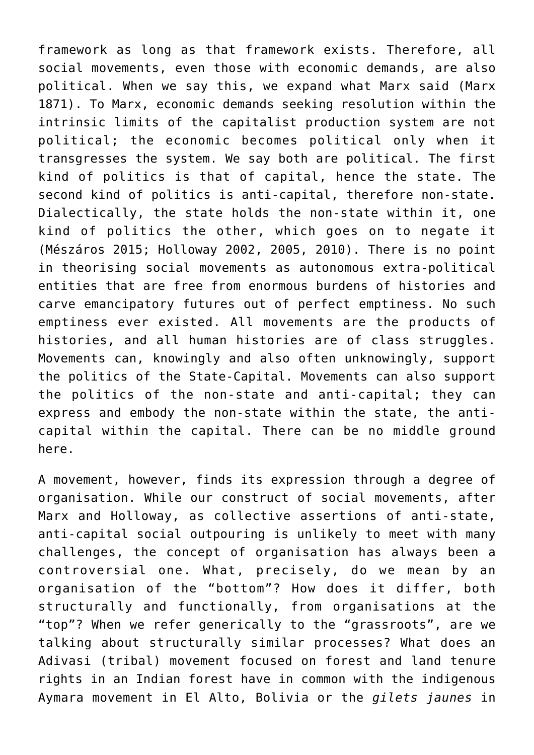framework as long as that framework exists. Therefore, all social movements, even those with economic demands, are also political. When we say this, we expand what Marx said (Marx 1871). To Marx, economic demands seeking resolution within the intrinsic limits of the capitalist production system are not political; the economic becomes political only when it transgresses the system. We say both are political. The first kind of politics is that of capital, hence the state. The second kind of politics is anti-capital, therefore non-state. Dialectically, the state holds the non-state within it, one kind of politics the other, which goes on to negate it (Mészáros 2015; Holloway 2002, 2005, 2010). There is no point in theorising social movements as autonomous extra-political entities that are free from enormous burdens of histories and carve emancipatory futures out of perfect emptiness. No such emptiness ever existed. All movements are the products of histories, and all human histories are of class struggles. Movements can, knowingly and also often unknowingly, support the politics of the State-Capital. Movements can also support the politics of the non-state and anti-capital; they can express and embody the non-state within the state, the anti-capital within the capital. There can be no middle ground here.

A movement, however, finds its expression through a degree of organisation. While our construct of social movements, after Marx and Holloway, as collective assertions of anti-state, anti-capital social outpouring is unlikely to meet with many challenges, the concept of organisation has always been a controversial one. What, precisely, do we mean by an organisation of the "bottom"? How does it differ, both structurally and functionally, from organisations at the "top"? When we refer generically to the "grassroots", are we talking about structurally similar processes? What does an Adivasi (tribal) movement focused on forest and land tenure rights in an Indian forest have in common with the indigenous Aymara movement in El Alto, Bolivia or the *gilets jaunes* in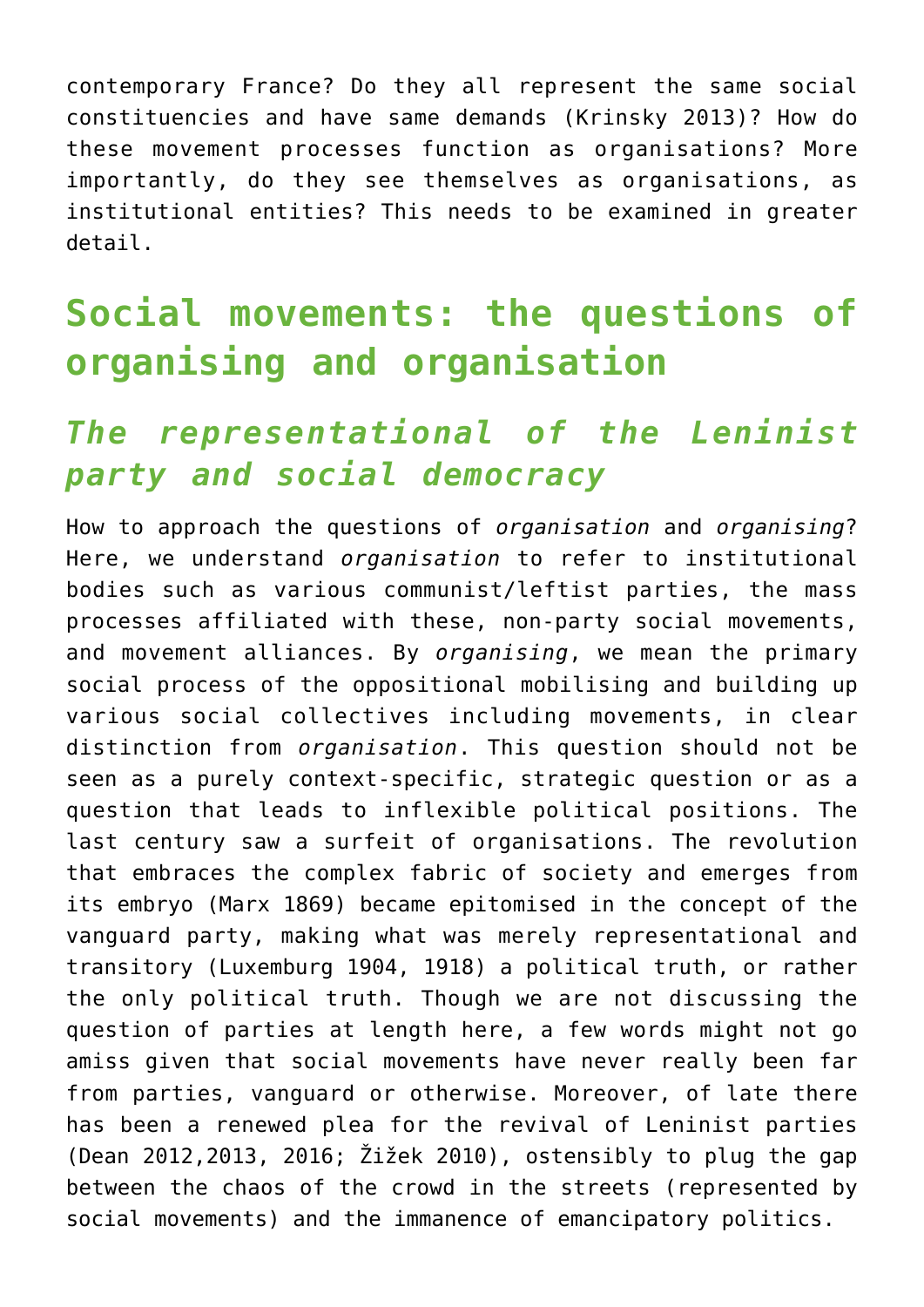contemporary France? Do they all represent the same social constituencies and have same demands (Krinsky 2013)? How do these movement processes function as organisations? More importantly, do they see themselves as organisations, as institutional entities? This needs to be examined in greater detail.

## Social movements: the questions of organising and organisation

### *The representational of the Leninist party and social democracy*

How to approach the questions of *organisation* and *organising*? Here, we understand *organisation* to refer to institutional bodies such as various communist/leftist parties, the mass processes affiliated with these, non-party social movements, and movement alliances. By *organising*, we mean the primary social process of the oppositional mobilising and building up various social collectives including movements, in clear distinction from *organisation*. This question should not be seen as a purely context-specific, strategic question or as a question that leads to inflexible political positions. The last century saw a surfeit of organisations. The revolution that embraces the complex fabric of society and emerges from its embryo (Marx 1869) became epitomised in the concept of the vanguard party, making what was merely representational and transitory (Luxemburg 1904, 1918) a political truth, or rather the only political truth. Though we are not discussing the question of parties at length here, a few words might not go amiss given that social movements have never really been far from parties, vanguard or otherwise. Moreover, of late there has been a renewed plea for the revival of Leninist parties (Dean 2012,2013, 2016; Žižek 2010), ostensibly to plug the gap between the chaos of the crowd in the streets (represented by social movements) and the immanence of emancipatory politics.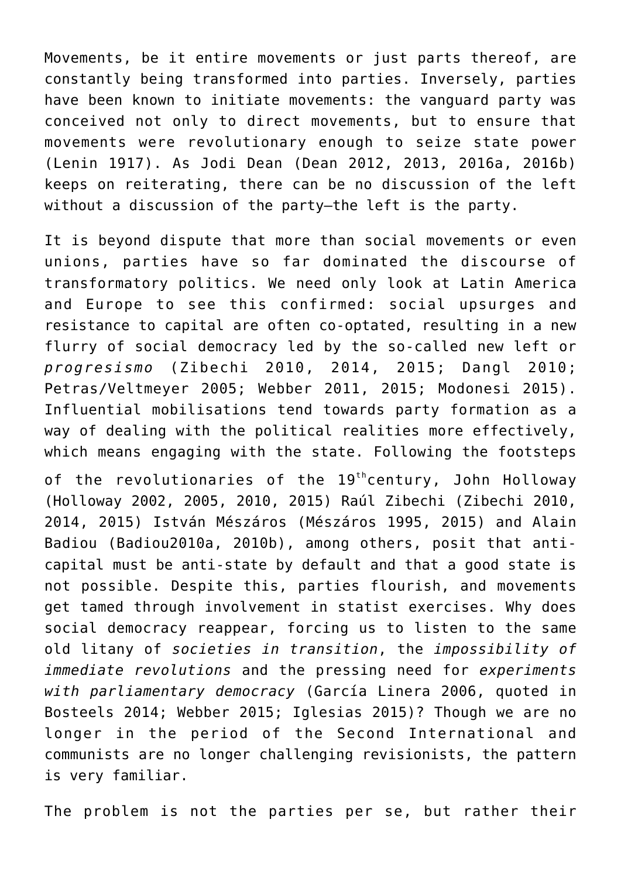Movements, be it entire movements or just parts thereof, are constantly being transformed into parties. Inversely, parties have been known to initiate movements: the vanguard party was conceived not only to direct movements, but to ensure that movements were revolutionary enough to seize state power (Lenin 1917). As Jodi Dean (Dean 2012, 2013, 2016a, 2016b) keeps on reiterating, there can be no discussion of the left without a discussion of the party—the left is the party.

It is beyond dispute that more than social movements or even unions, parties have so far dominated the discourse of transformatory politics. We need only look at Latin America and Europe to see this confirmed: social upsurges and resistance to capital are often co-optated, resulting in a new flurry of social democracy led by the so-called new left or *progresismo* (Zibechi 2010, 2014, 2015; Dangl 2010; Petras/Veltmeyer 2005; Webber 2011, 2015; Modonesi 2015). Influential mobilisations tend towards party formation as a way of dealing with the political realities more effectively, which means engaging with the state. Following the footsteps of the revolutionaries of the 19th century, John Holloway (Holloway 2002, 2005, 2010, 2015) Raúl Zibechi (Zibechi 2010, 2014, 2015) István Mészáros (Mészáros 1995, 2015) and Alain Badiou (Badiou2010a, 2010b), among others, posit that anti-capital must be anti-state by default and that a good state is not possible. Despite this, parties flourish, and movements get tamed through involvement in statist exercises. Why does social democracy reappear, forcing us to listen to the same old litany of *societies in transition*, the *impossibility of immediate revolutions* and the pressing need for *experiments with parliamentary democracy* (García Linera 2006, quoted in Bosteels 2014; Webber 2015; Iglesias 2015)? Though we are no longer in the period of the Second International and communists are no longer challenging revisionists, the pattern is very familiar.

The problem is not the parties per se, but rather their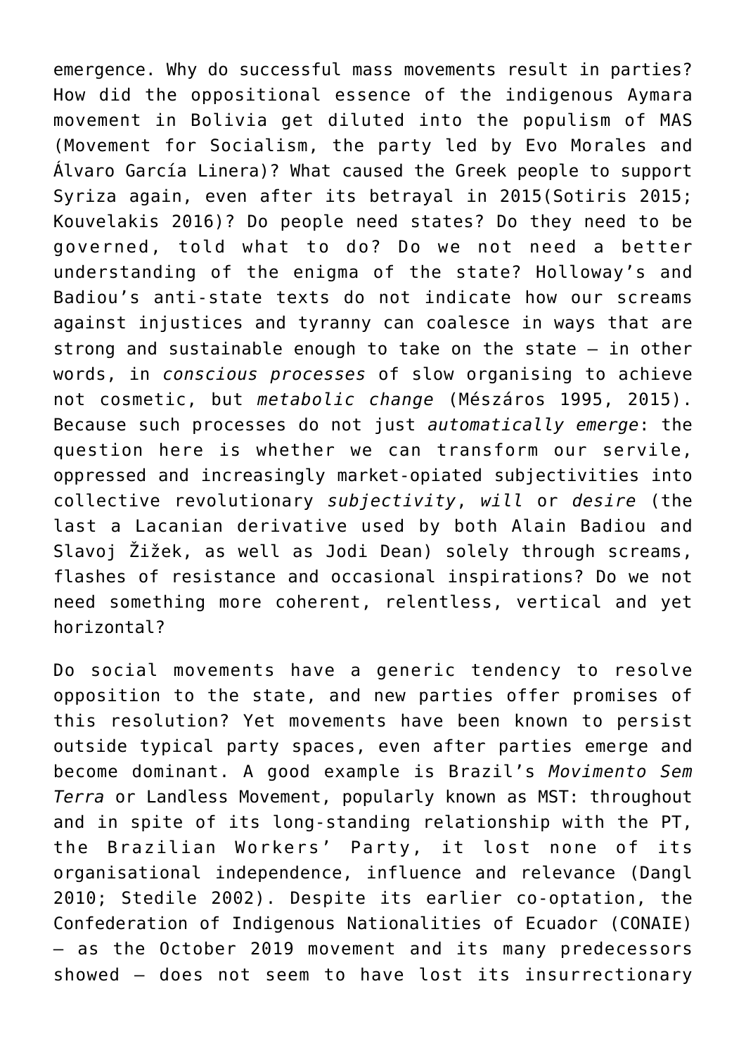emergence. Why do successful mass movements result in parties? How did the oppositional essence of the indigenous Aymara movement in Bolivia get diluted into the populism of MAS (Movement for Socialism, the party led by Evo Morales and Álvaro García Linera)? What caused the Greek people to support Syriza again, even after its betrayal in 2015(Sotiris 2015; Kouvelakis 2016)? Do people need states? Do they need to be governed, told what to do? Do we not need a better understanding of the enigma of the state? Holloway's and Badiou's anti-state texts do not indicate how our screams against injustices and tyranny can coalesce in ways that are strong and sustainable enough to take on the state – in other words, in *conscious processes* of slow organising to achieve not cosmetic, but *metabolic change* (Mészáros 1995, 2015). Because such processes do not just *automatically emerge*: the question here is whether we can transform our servile, oppressed and increasingly market-opiated subjectivities into collective revolutionary *subjectivity*, *will* or *desire* (the last a Lacanian derivative used by both Alain Badiou and Slavoj Žižek, as well as Jodi Dean) solely through screams, flashes of resistance and occasional inspirations? Do we not need something more coherent, relentless, vertical and yet horizontal?

Do social movements have a generic tendency to resolve opposition to the state, and new parties offer promises of this resolution? Yet movements have been known to persist outside typical party spaces, even after parties emerge and become dominant. A good example is Brazil's *Movimento Sem Terra* or Landless Movement, popularly known as MST: throughout and in spite of its long-standing relationship with the PT, the Brazilian Workers' Party, it lost none of its organisational independence, influence and relevance (Dangl 2010; Stedile 2002). Despite its earlier co-optation, the Confederation of Indigenous Nationalities of Ecuador (CONAIE) – as the October 2019 movement and its many predecessors showed – does not seem to have lost its insurrectionary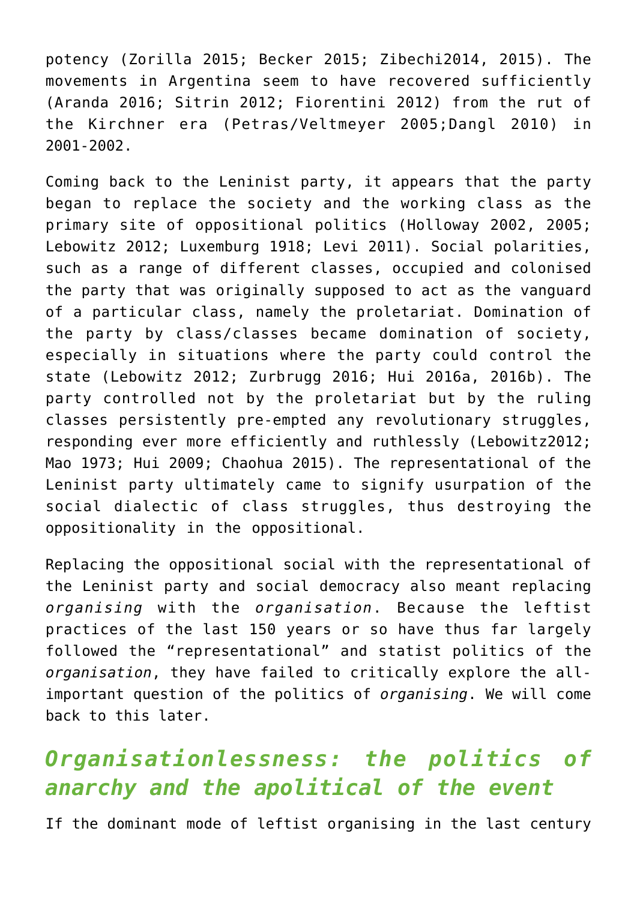potency (Zorilla 2015; Becker 2015; Zibechi2014, 2015). The movements in Argentina seem to have recovered sufficiently (Aranda 2016; Sitrin 2012; Fiorentini 2012) from the rut of the Kirchner era (Petras/Veltmeyer 2005;Dangl 2010) in 2001-2002.

Coming back to the Leninist party, it appears that the party began to replace the society and the working class as the primary site of oppositional politics (Holloway 2002, 2005; Lebowitz 2012; Luxemburg 1918; Levi 2011). Social polarities, such as a range of different classes, occupied and colonised the party that was originally supposed to act as the vanguard of a particular class, namely the proletariat. Domination of the party by class/classes became domination of society, especially in situations where the party could control the state (Lebowitz 2012; Zurbrugg 2016; Hui 2016a, 2016b). The party controlled not by the proletariat but by the ruling classes persistently pre-empted any revolutionary struggles, responding ever more efficiently and ruthlessly (Lebowitz2012; Mao 1973; Hui 2009; Chaohua 2015). The representational of the Leninist party ultimately came to signify usurpation of the social dialectic of class struggles, thus destroying the oppositionality in the oppositional.

Replacing the oppositional social with the representational of the Leninist party and social democracy also meant replacing *organising* with the *organisation*. Because the leftist practices of the last 150 years or so have thus far largely followed the "representational" and statist politics of the *organisation*, they have failed to critically explore the all-important question of the politics of *organising*. We will come back to this later.

## *Organisationlessness: the politics of anarchy and the apolitical of the event*

If the dominant mode of leftist organising in the last century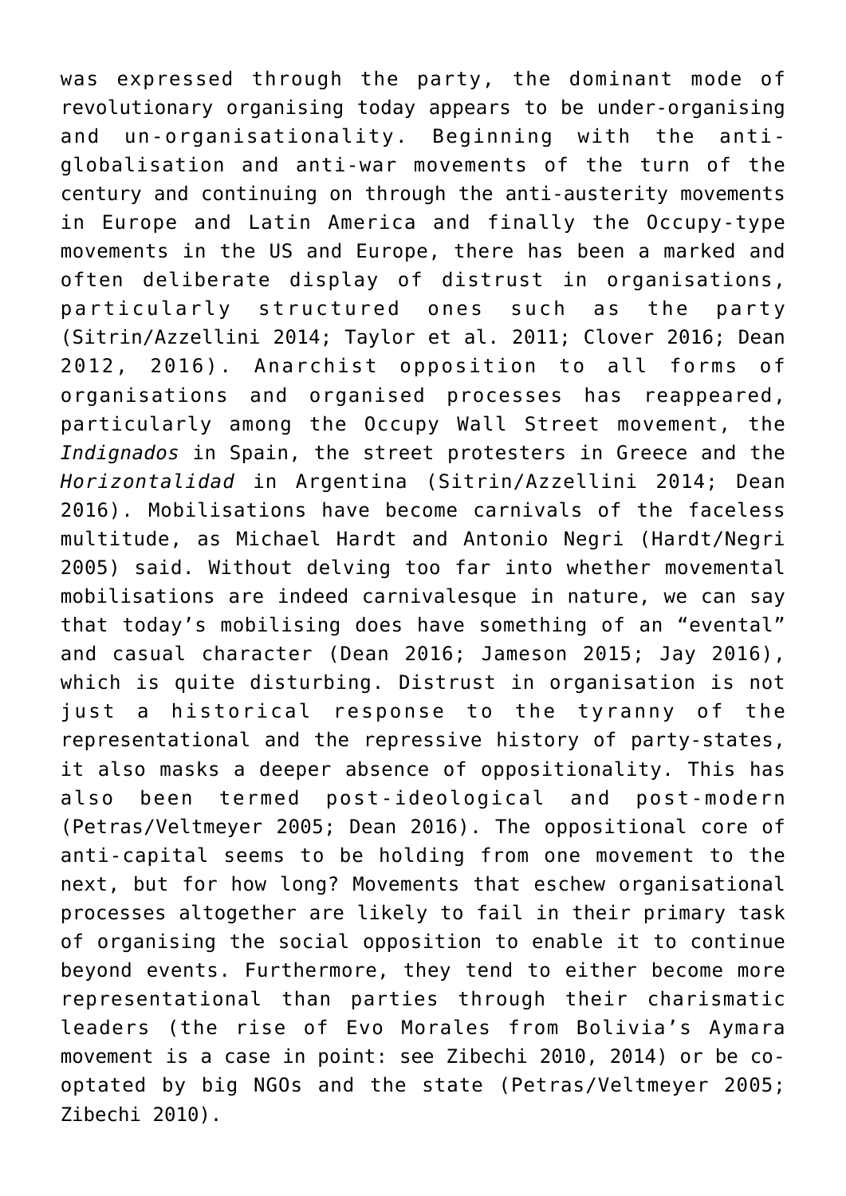was expressed through the party, the dominant mode of revolutionary organising today appears to be under-organising and un-organisationality. Beginning with the anti-globalisation and anti-war movements of the turn of the century and continuing on through the anti-austerity movements in Europe and Latin America and finally the Occupy-type movements in the US and Europe, there has been a marked and often deliberate display of distrust in organisations, particularly structured ones such as the party (Sitrin/Azzellini 2014; Taylor et al. 2011; Clover 2016; Dean 2012, 2016). Anarchist opposition to all forms of organisations and organised processes has reappeared, particularly among the Occupy Wall Street movement, the *Indignados* in Spain, the street protesters in Greece and the *Horizontalidad* in Argentina (Sitrin/Azzellini 2014; Dean 2016). Mobilisations have become carnivals of the faceless multitude, as Michael Hardt and Antonio Negri (Hardt/Negri 2005) said. Without delving too far into whether movemental mobilisations are indeed carnivalesque in nature, we can say that today's mobilising does have something of an "evental" and casual character (Dean 2016; Jameson 2015; Jay 2016), which is quite disturbing. Distrust in organisation is not just a historical response to the tyranny of the representational and the repressive history of party-states, it also masks a deeper absence of oppositionality. This has also been termed post-ideological and post-modern (Petras/Veltmeyer 2005; Dean 2016). The oppositional core of anti-capital seems to be holding from one movement to the next, but for how long? Movements that eschew organisational processes altogether are likely to fail in their primary task of organising the social opposition to enable it to continue beyond events. Furthermore, they tend to either become more representational than parties through their charismatic leaders (the rise of Evo Morales from Bolivia's Aymara movement is a case in point: see Zibechi 2010, 2014) or be co-optated by big NGOs and the state (Petras/Veltmeyer 2005; Zibechi 2010).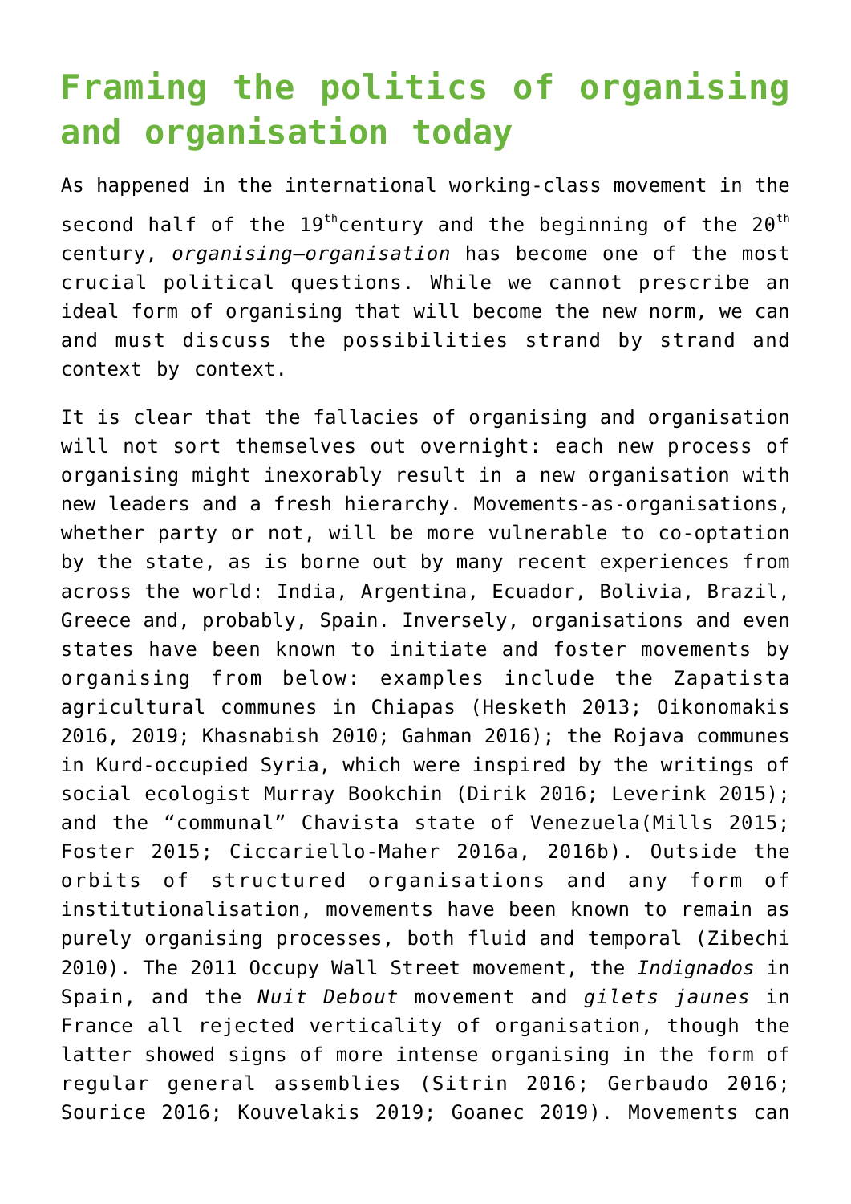# Framing the politics of organising and organisation today

As happened in the international working-class movement in the second half of the 19th century and the beginning of the 20th century, *organising–organisation* has become one of the most crucial political questions. While we cannot prescribe an ideal form of organising that will become the new norm, we can and must discuss the possibilities strand by strand and context by context.

It is clear that the fallacies of organising and organisation will not sort themselves out overnight: each new process of organising might inexorably result in a new organisation with new leaders and a fresh hierarchy. Movements-as-organisations, whether party or not, will be more vulnerable to co-optation by the state, as is borne out by many recent experiences from across the world: India, Argentina, Ecuador, Bolivia, Brazil, Greece and, probably, Spain. Inversely, organisations and even states have been known to initiate and foster movements by organising from below: examples include the Zapatista agricultural communes in Chiapas (Hesketh 2013; Oikonomakis 2016, 2019; Khasnabish 2010; Gahman 2016); the Rojava communes in Kurd-occupied Syria, which were inspired by the writings of social ecologist Murray Bookchin (Dirik 2016; Leverink 2015); and the "communal" Chavista state of Venezuela(Mills 2015; Foster 2015; Ciccariello-Maher 2016a, 2016b). Outside the orbits of structured organisations and any form of institutionalisation, movements have been known to remain as purely organising processes, both fluid and temporal (Zibechi 2010). The 2011 Occupy Wall Street movement, the *Indignados* in Spain, and the *Nuit Debout* movement and *gilets jaunes* in France all rejected verticality of organisation, though the latter showed signs of more intense organising in the form of regular general assemblies (Sitrin 2016; Gerbaudo 2016; Sourice 2016; Kouvelakis 2019; Goanec 2019). Movements can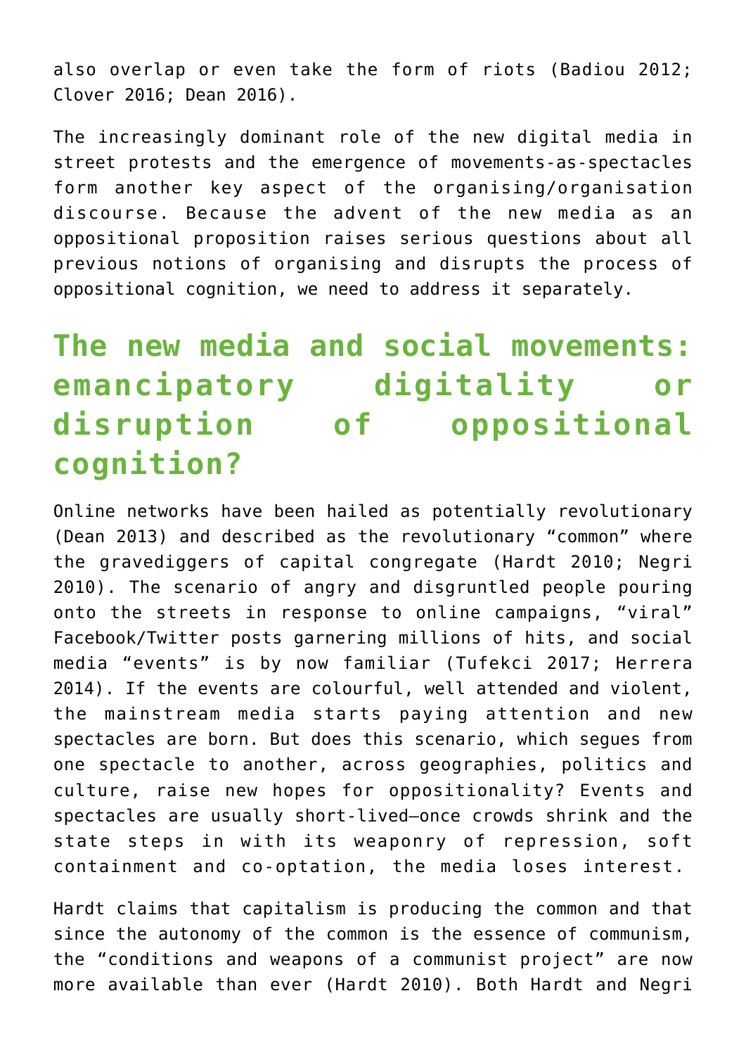also overlap or even take the form of riots (Badiou 2012; Clover 2016; Dean 2016).

The increasingly dominant role of the new digital media in street protests and the emergence of movements-as-spectacles form another key aspect of the organising/organisation discourse. Because the advent of the new media as an oppositional proposition raises serious questions about all previous notions of organising and disrupts the process of oppositional cognition, we need to address it separately.

## The new media and social movements: emancipatory digitality or disruption of oppositional cognition?

Online networks have been hailed as potentially revolutionary (Dean 2013) and described as the revolutionary "common" where the gravediggers of capital congregate (Hardt 2010; Negri 2010). The scenario of angry and disgruntled people pouring onto the streets in response to online campaigns, "viral" Facebook/Twitter posts garnering millions of hits, and social media "events" is by now familiar (Tufekci 2017; Herrera 2014). If the events are colourful, well attended and violent, the mainstream media starts paying attention and new spectacles are born. But does this scenario, which segues from one spectacle to another, across geographies, politics and culture, raise new hopes for oppositionality? Events and spectacles are usually short-lived—once crowds shrink and the state steps in with its weaponry of repression, soft containment and co-optation, the media loses interest.

Hardt claims that capitalism is producing the common and that since the autonomy of the common is the essence of communism, the "conditions and weapons of a communist project" are now more available than ever (Hardt 2010). Both Hardt and Negri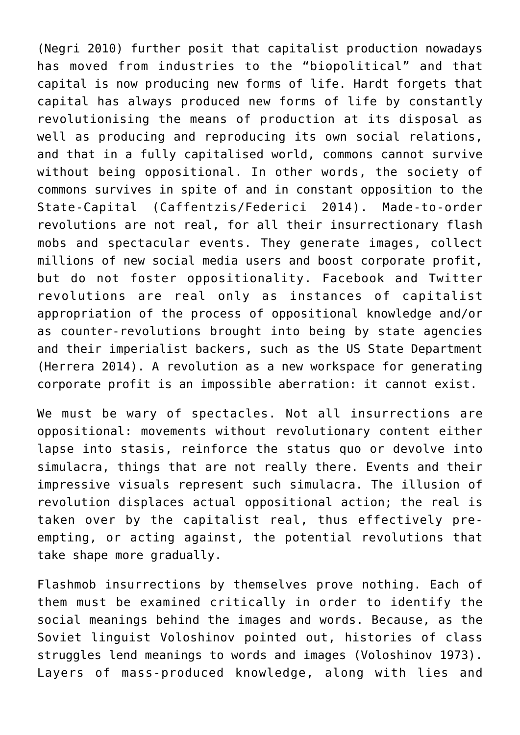(Negri 2010) further posit that capitalist production nowadays has moved from industries to the "biopolitical" and that capital is now producing new forms of life. Hardt forgets that capital has always produced new forms of life by constantly revolutionising the means of production at its disposal as well as producing and reproducing its own social relations, and that in a fully capitalised world, commons cannot survive without being oppositional. In other words, the society of commons survives in spite of and in constant opposition to the State-Capital (Caffentzis/Federici 2014). Made-to-order revolutions are not real, for all their insurrectionary flash mobs and spectacular events. They generate images, collect millions of new social media users and boost corporate profit, but do not foster oppositionality. Facebook and Twitter revolutions are real only as instances of capitalist appropriation of the process of oppositional knowledge and/or as counter-revolutions brought into being by state agencies and their imperialist backers, such as the US State Department (Herrera 2014). A revolution as a new workspace for generating corporate profit is an impossible aberration: it cannot exist.

We must be wary of spectacles. Not all insurrections are oppositional: movements without revolutionary content either lapse into stasis, reinforce the status quo or devolve into simulacra, things that are not really there. Events and their impressive visuals represent such simulacra. The illusion of revolution displaces actual oppositional action; the real is taken over by the capitalist real, thus effectively pre-empting, or acting against, the potential revolutions that take shape more gradually.

Flashmob insurrections by themselves prove nothing. Each of them must be examined critically in order to identify the social meanings behind the images and words. Because, as the Soviet linguist Voloshinov pointed out, histories of class struggles lend meanings to words and images (Voloshinov 1973). Layers of mass-produced knowledge, along with lies and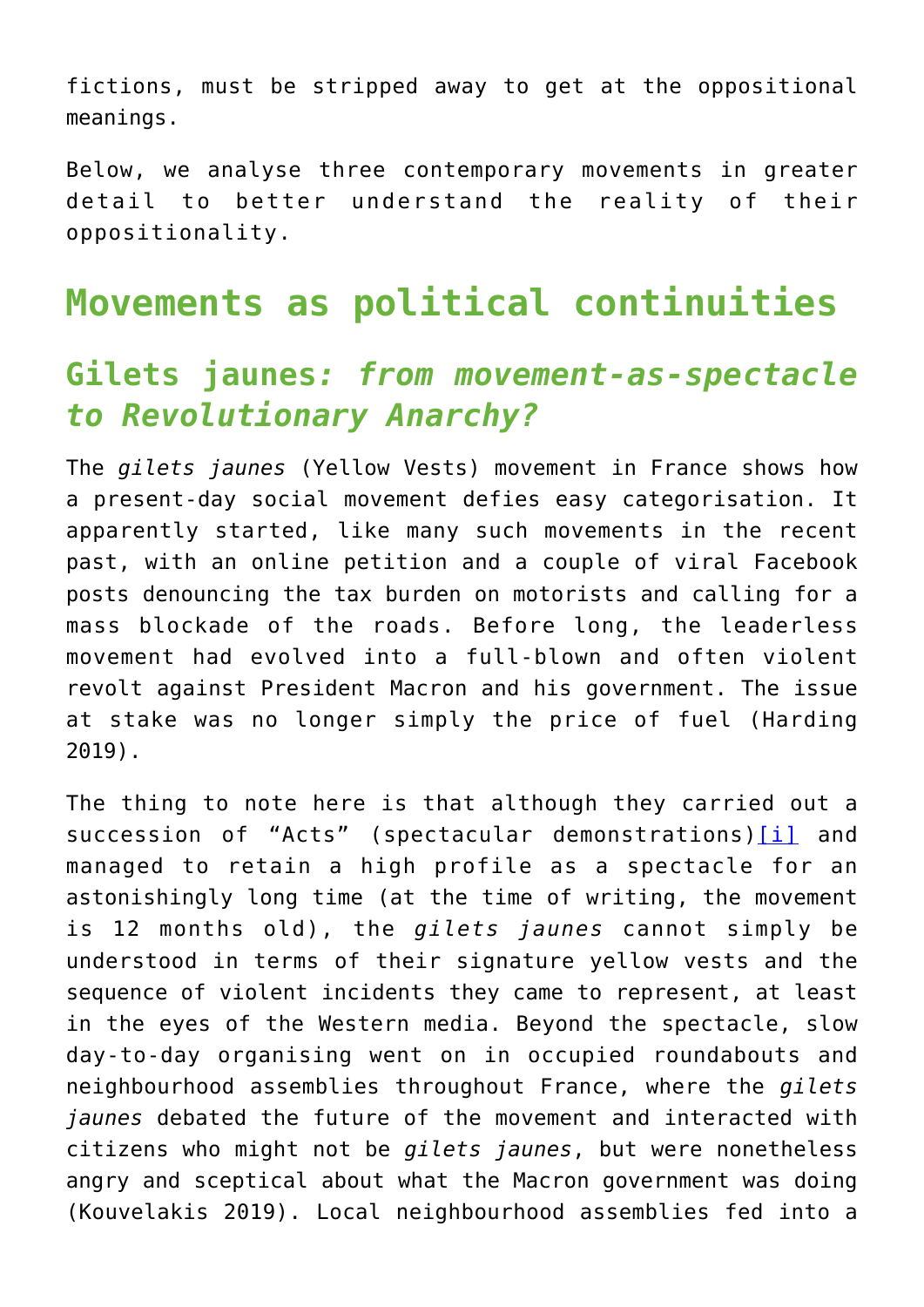fictions, must be stripped away to get at the oppositional meanings.

Below, we analyse three contemporary movements in greater detail to better understand the reality of their oppositionality.

## Movements as political continuities

### Gilets jaunes*: from movement-as-spectacle to Revolutionary Anarchy?*

The *gilets jaunes* (Yellow Vests) movement in France shows how a present-day social movement defies easy categorisation. It apparently started, like many such movements in the recent past, with an online petition and a couple of viral Facebook posts denouncing the tax burden on motorists and calling for a mass blockade of the roads. Before long, the leaderless movement had evolved into a full-blown and often violent revolt against President Macron and his government. The issue at stake was no longer simply the price of fuel (Harding 2019).

The thing to note here is that although they carried out a succession of "Acts" (spectacular demonstrations)[i] and managed to retain a high profile as a spectacle for an astonishingly long time (at the time of writing, the movement is 12 months old), the *gilets jaunes* cannot simply be understood in terms of their signature yellow vests and the sequence of violent incidents they came to represent, at least in the eyes of the Western media. Beyond the spectacle, slow day-to-day organising went on in occupied roundabouts and neighbourhood assemblies throughout France, where the *gilets jaunes* debated the future of the movement and interacted with citizens who might not be *gilets jaunes*, but were nonetheless angry and sceptical about what the Macron government was doing (Kouvelakis 2019). Local neighbourhood assemblies fed into a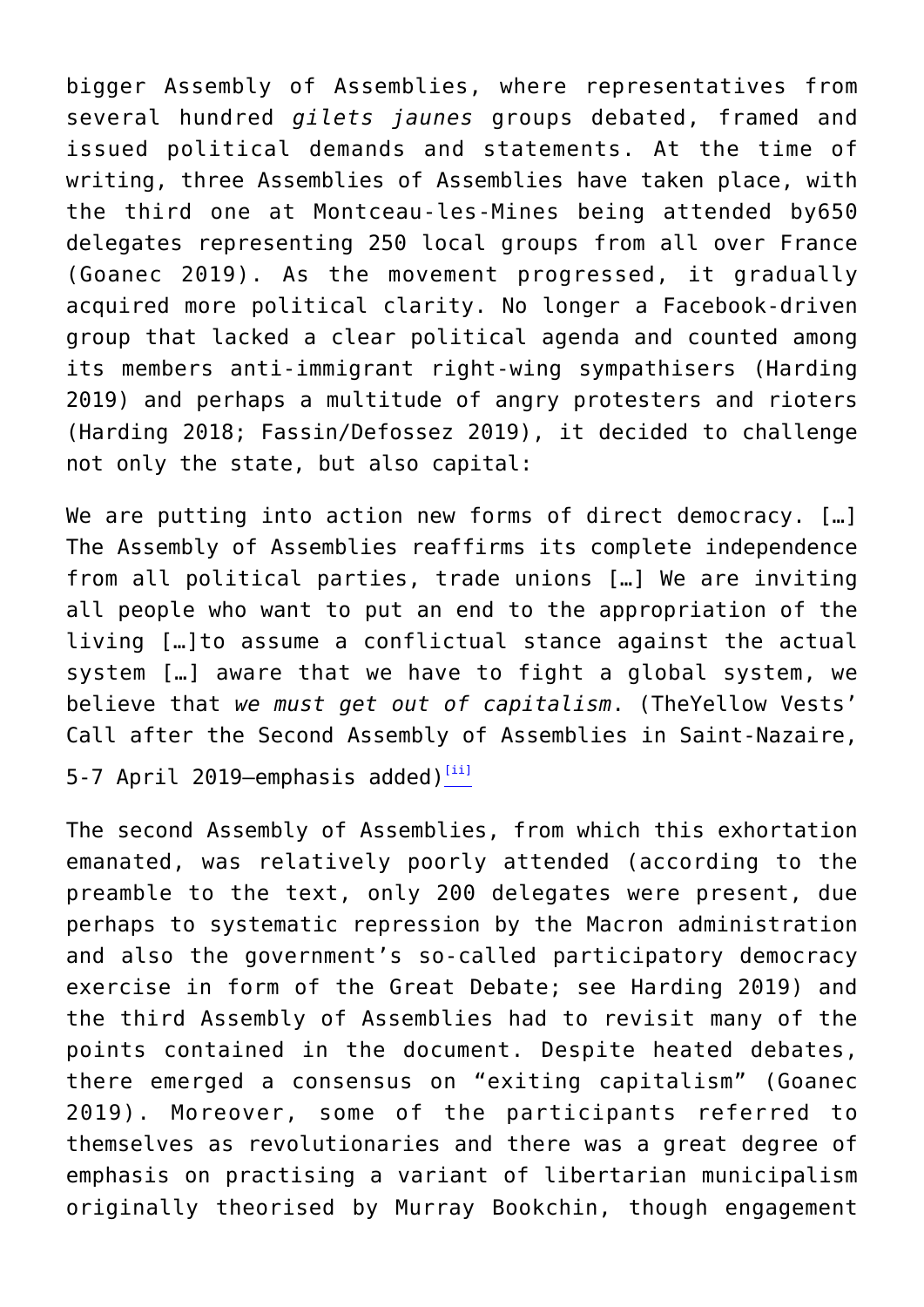bigger Assembly of Assemblies, where representatives from several hundred *gilets jaunes* groups debated, framed and issued political demands and statements. At the time of writing, three Assemblies of Assemblies have taken place, with the third one at Montceau-les-Mines being attended by650 delegates representing 250 local groups from all over France (Goanec 2019). As the movement progressed, it gradually acquired more political clarity. No longer a Facebook-driven group that lacked a clear political agenda and counted among its members anti-immigrant right-wing sympathisers (Harding 2019) and perhaps a multitude of angry protesters and rioters (Harding 2018; Fassin/Defossez 2019), it decided to challenge not only the state, but also capital:

> We are putting into action new forms of direct democracy. […] The Assembly of Assemblies reaffirms its complete independence from all political parties, trade unions […] We are inviting all people who want to put an end to the appropriation of the living […]to assume a conflictual stance against the actual system […] aware that we have to fight a global system, we believe that *we must get out of capitalism*. (TheYellow Vests' Call after the Second Assembly of Assemblies in Saint-Nazaire, 5-7 April 2019—emphasis added)[ii]

The second Assembly of Assemblies, from which this exhortation emanated, was relatively poorly attended (according to the preamble to the text, only 200 delegates were present, due perhaps to systematic repression by the Macron administration and also the government's so-called participatory democracy exercise in form of the Great Debate; see Harding 2019) and the third Assembly of Assemblies had to revisit many of the points contained in the document. Despite heated debates, there emerged a consensus on "exiting capitalism" (Goanec 2019). Moreover, some of the participants referred to themselves as revolutionaries and there was a great degree of emphasis on practising a variant of libertarian municipalism originally theorised by Murray Bookchin, though engagement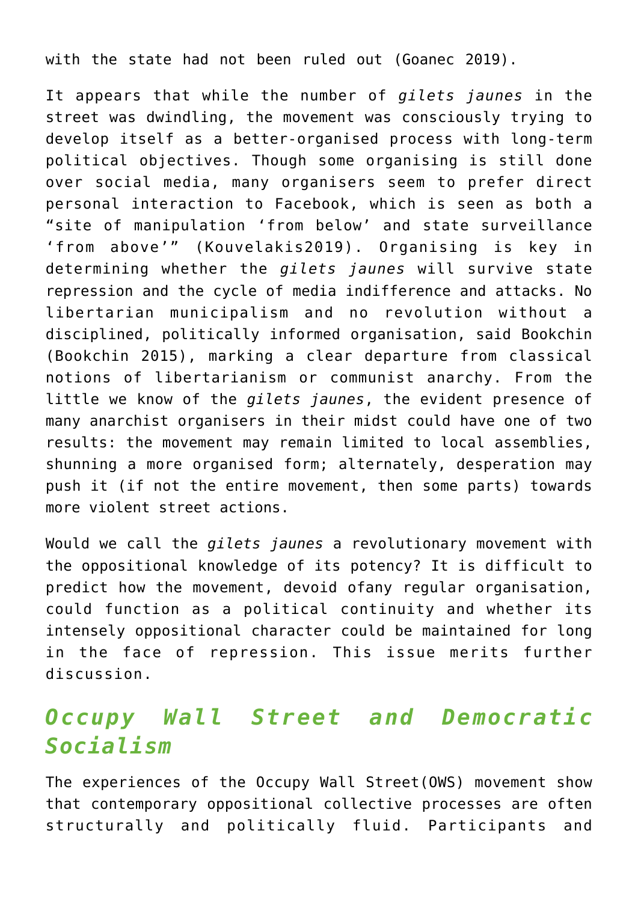with the state had not been ruled out (Goanec 2019).

It appears that while the number of *gilets jaunes* in the street was dwindling, the movement was consciously trying to develop itself as a better-organised process with long-term political objectives. Though some organising is still done over social media, many organisers seem to prefer direct personal interaction to Facebook, which is seen as both a "site of manipulation 'from below' and state surveillance 'from above'" (Kouvelakis2019). Organising is key in determining whether the *gilets jaunes* will survive state repression and the cycle of media indifference and attacks. No libertarian municipalism and no revolution without a disciplined, politically informed organisation, said Bookchin (Bookchin 2015), marking a clear departure from classical notions of libertarianism or communist anarchy. From the little we know of the *gilets jaunes*, the evident presence of many anarchist organisers in their midst could have one of two results: the movement may remain limited to local assemblies, shunning a more organised form; alternately, desperation may push it (if not the entire movement, then some parts) towards more violent street actions.

Would we call the *gilets jaunes* a revolutionary movement with the oppositional knowledge of its potency? It is difficult to predict how the movement, devoid ofany regular organisation, could function as a political continuity and whether its intensely oppositional character could be maintained for long in the face of repression. This issue merits further discussion.

## *Occupy Wall Street and Democratic Socialism*

The experiences of the Occupy Wall Street(OWS) movement show that contemporary oppositional collective processes are often structurally and politically fluid. Participants and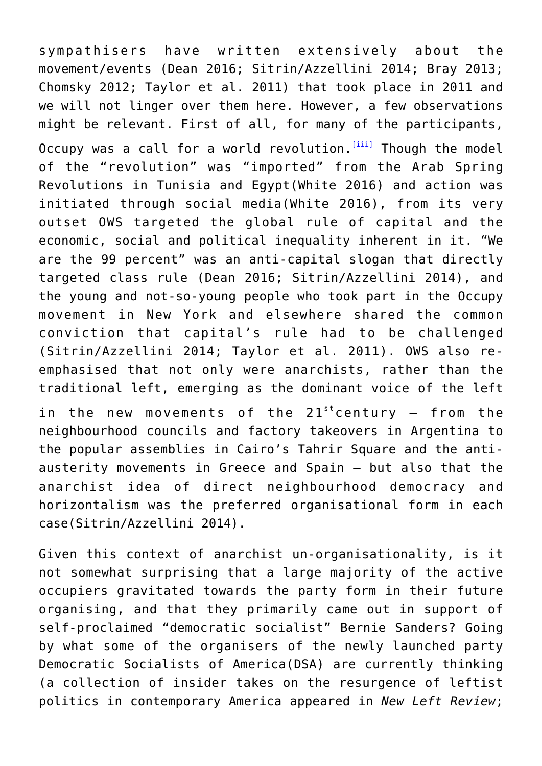sympathisers have written extensively about the movement/events (Dean 2016; Sitrin/Azzellini 2014; Bray 2013; Chomsky 2012; Taylor et al. 2011) that took place in 2011 and we will not linger over them here. However, a few observations might be relevant. First of all, for many of the participants, Occupy was a call for a world revolution.[iii] Though the model of the "revolution" was "imported" from the Arab Spring Revolutions in Tunisia and Egypt(White 2016) and action was initiated through social media(White 2016), from its very outset OWS targeted the global rule of capital and the economic, social and political inequality inherent in it. "We are the 99 percent" was an anti-capital slogan that directly targeted class rule (Dean 2016; Sitrin/Azzellini 2014), and the young and not-so-young people who took part in the Occupy movement in New York and elsewhere shared the common conviction that capital's rule had to be challenged (Sitrin/Azzellini 2014; Taylor et al. 2011). OWS also re-emphasised that not only were anarchists, rather than the traditional left, emerging as the dominant voice of the left in the new movements of the 21st century – from the neighbourhood councils and factory takeovers in Argentina to the popular assemblies in Cairo's Tahrir Square and the anti-austerity movements in Greece and Spain – but also that the anarchist idea of direct neighbourhood democracy and horizontalism was the preferred organisational form in each case(Sitrin/Azzellini 2014).

Given this context of anarchist un-organisationality, is it not somewhat surprising that a large majority of the active occupiers gravitated towards the party form in their future organising, and that they primarily came out in support of self-proclaimed "democratic socialist" Bernie Sanders? Going by what some of the organisers of the newly launched party Democratic Socialists of America(DSA) are currently thinking (a collection of insider takes on the resurgence of leftist politics in contemporary America appeared in *New Left Review*;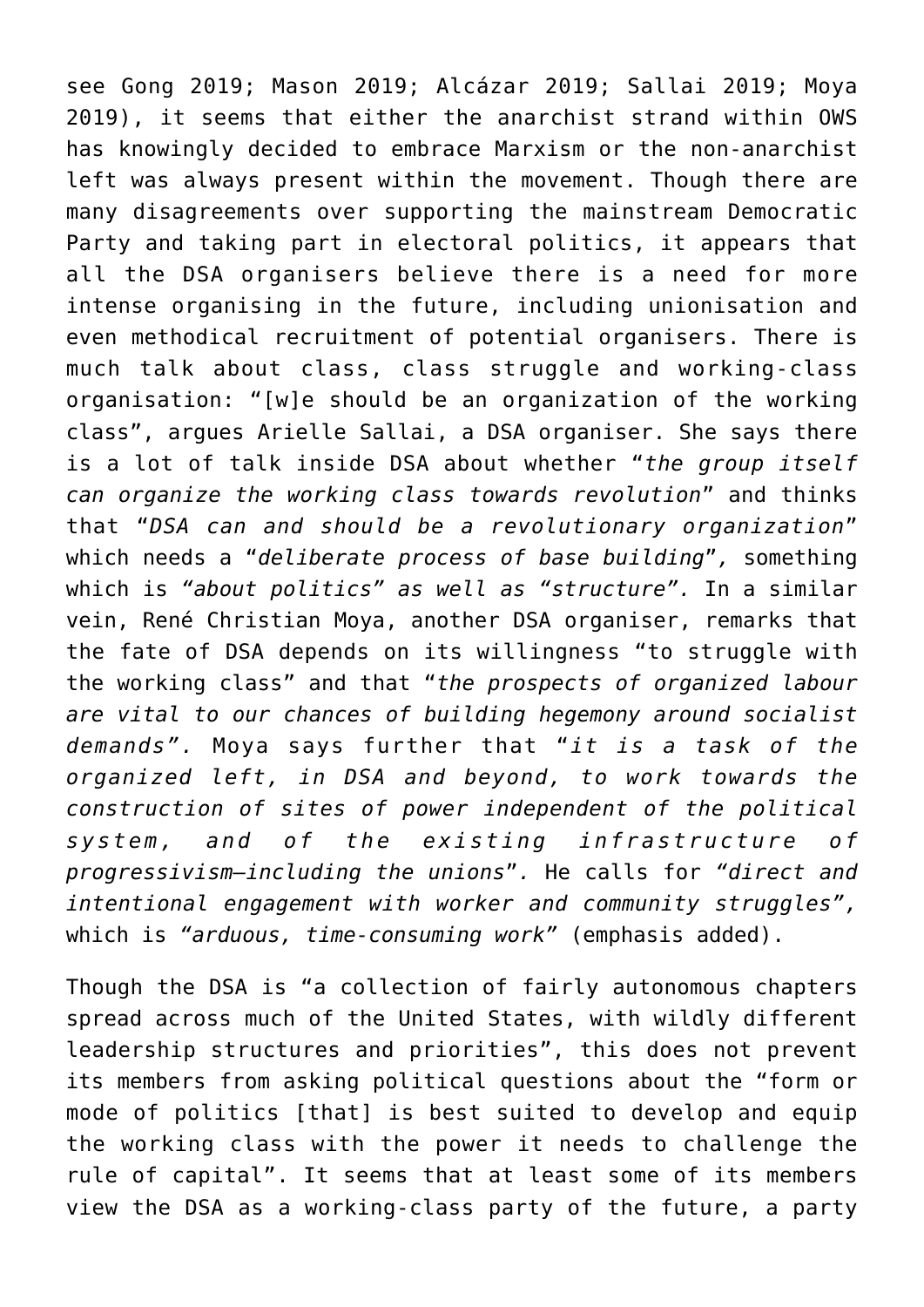see Gong 2019; Mason 2019; Alcázar 2019; Sallai 2019; Moya 2019), it seems that either the anarchist strand within OWS has knowingly decided to embrace Marxism or the non-anarchist left was always present within the movement. Though there are many disagreements over supporting the mainstream Democratic Party and taking part in electoral politics, it appears that all the DSA organisers believe there is a need for more intense organising in the future, including unionisation and even methodical recruitment of potential organisers. There is much talk about class, class struggle and working-class organisation: "[w]e should be an organization of the working class", argues Arielle Sallai, a DSA organiser. She says there is a lot of talk inside DSA about whether "*the group itself can organize the working class towards revolution*" and thinks that "*DSA can and should be a revolutionary organization*" which needs a "*deliberate process of base building*", something which is *"about politics" as well as "structure".* In a similar vein, René Christian Moya, another DSA organiser, remarks that the fate of DSA depends on its willingness "to struggle with the working class" and that "*the prospects of organized labour are vital to our chances of building hegemony around socialist demands".* Moya says further that "*it is a task of the organized left, in DSA and beyond, to work towards the construction of sites of power independent of the political system, and of the existing infrastructure of progressivism—including the unions*". He calls for *"direct and intentional engagement with worker and community struggles",* which is *"arduous, time-consuming work"* (emphasis added).

Though the DSA is "a collection of fairly autonomous chapters spread across much of the United States, with wildly different leadership structures and priorities", this does not prevent its members from asking political questions about the "form or mode of politics [that] is best suited to develop and equip the working class with the power it needs to challenge the rule of capital". It seems that at least some of its members view the DSA as a working-class party of the future, a party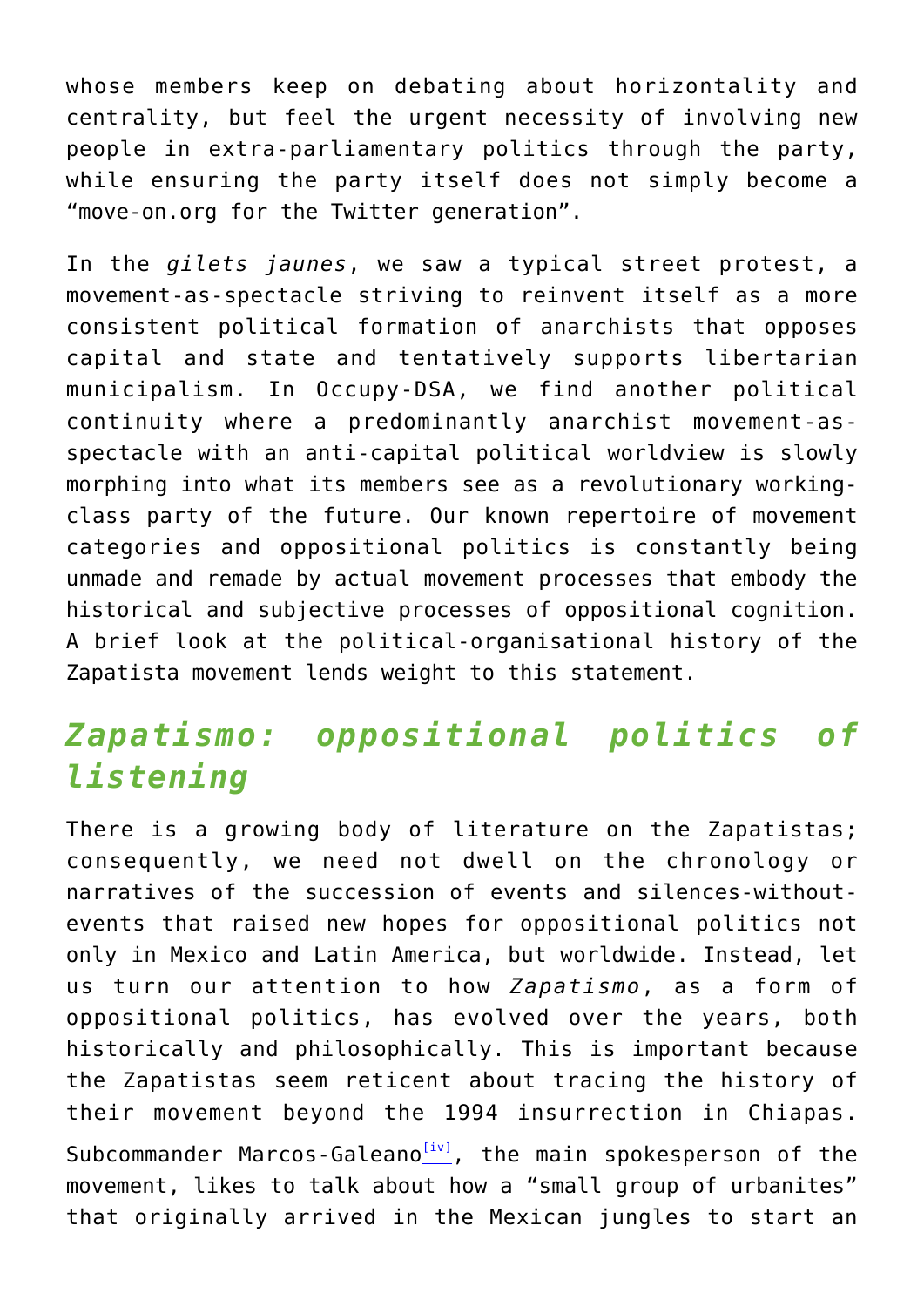whose members keep on debating about horizontality and centrality, but feel the urgent necessity of involving new people in extra-parliamentary politics through the party, while ensuring the party itself does not simply become a "move-on.org for the Twitter generation".

In the *gilets jaunes*, we saw a typical street protest, a movement-as-spectacle striving to reinvent itself as a more consistent political formation of anarchists that opposes capital and state and tentatively supports libertarian municipalism. In Occupy-DSA, we find another political continuity where a predominantly anarchist movement-as-spectacle with an anti-capital political worldview is slowly morphing into what its members see as a revolutionary working-class party of the future. Our known repertoire of movement categories and oppositional politics is constantly being unmade and remade by actual movement processes that embody the historical and subjective processes of oppositional cognition. A brief look at the political-organisational history of the Zapatista movement lends weight to this statement.

## *Zapatismo: oppositional politics of listening*

There is a growing body of literature on the Zapatistas; consequently, we need not dwell on the chronology or narratives of the succession of events and silences-without-events that raised new hopes for oppositional politics not only in Mexico and Latin America, but worldwide. Instead, let us turn our attention to how *Zapatismo*, as a form of oppositional politics, has evolved over the years, both historically and philosophically. This is important because the Zapatistas seem reticent about tracing the history of their movement beyond the 1994 insurrection in Chiapas. Subcommander Marcos-Galeano[iv], the main spokesperson of the movement, likes to talk about how a "small group of urbanites" that originally arrived in the Mexican jungles to start an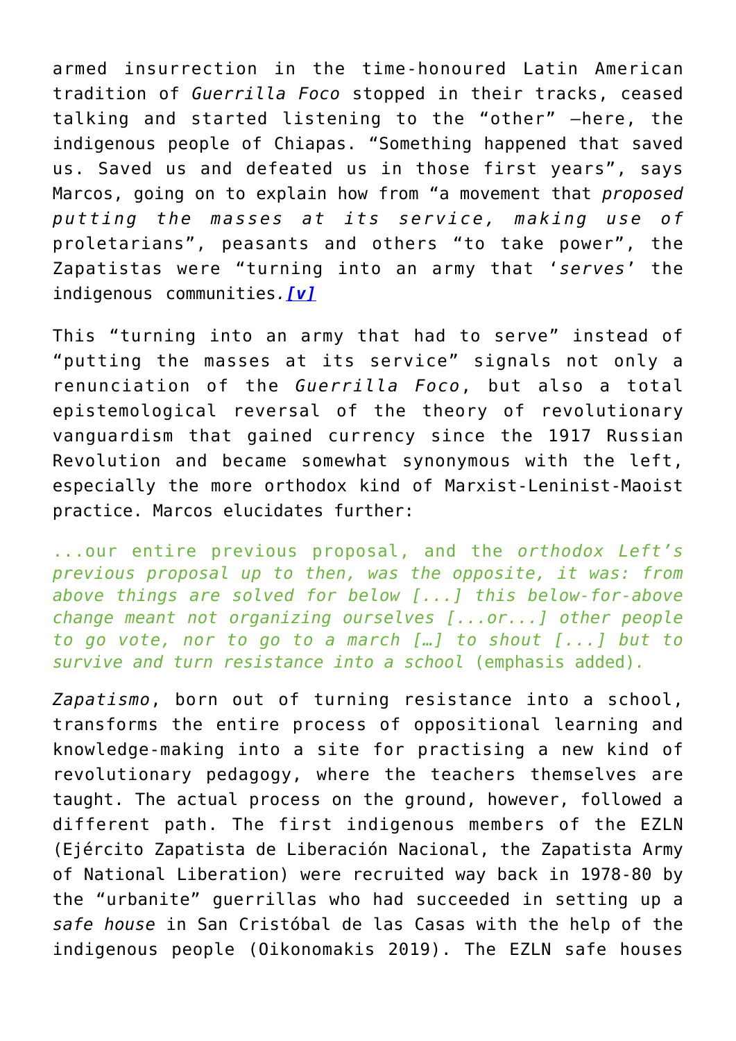armed insurrection in the time-honoured Latin American tradition of *Guerrilla Foco* stopped in their tracks, ceased talking and started listening to the "other" –here, the indigenous people of Chiapas. "Something happened that saved us. Saved us and defeated us in those first years", says Marcos, going on to explain how from "a movement that *proposed putting the masses at its service, making use of* proletarians", peasants and others "to take power", the Zapatistas were "turning into an army that '*serves*' the indigenous communities.*[v]*

This "turning into an army that had to serve" instead of "putting the masses at its service" signals not only a renunciation of the *Guerrilla Foco*, but also a total epistemological reversal of the theory of revolutionary vanguardism that gained currency since the 1917 Russian Revolution and became somewhat synonymous with the left, especially the more orthodox kind of Marxist-Leninist-Maoist practice. Marcos elucidates further:

> ...our entire previous proposal, and the *orthodox Left's previous proposal up to then, was the opposite, it was: from above things are solved for below [...] this below-for-above change meant not organizing ourselves [...or...] other people to go vote, nor to go to a march […] to shout [...] but to survive and turn resistance into a school* (emphasis added).

*Zapatismo*, born out of turning resistance into a school, transforms the entire process of oppositional learning and knowledge-making into a site for practising a new kind of revolutionary pedagogy, where the teachers themselves are taught. The actual process on the ground, however, followed a different path. The first indigenous members of the EZLN (Ejército Zapatista de Liberación Nacional, the Zapatista Army of National Liberation) were recruited way back in 1978-80 by the "urbanite" guerrillas who had succeeded in setting up a *safe house* in San Cristóbal de las Casas with the help of the indigenous people (Oikonomakis 2019). The EZLN safe houses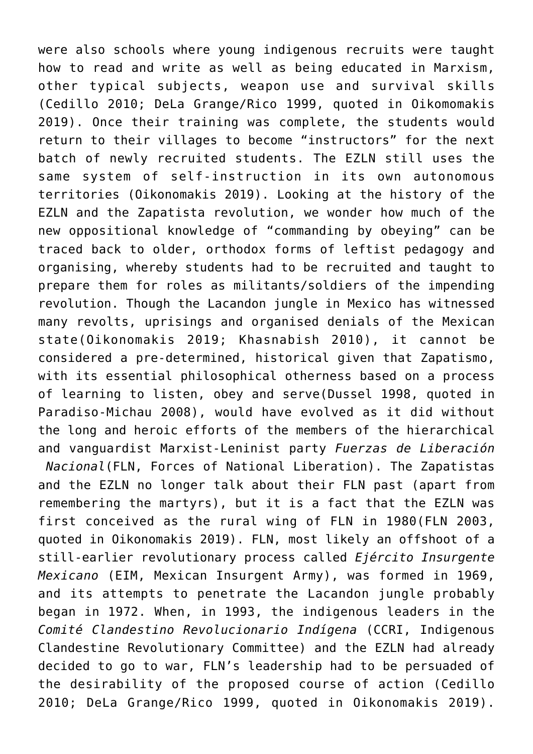were also schools where young indigenous recruits were taught how to read and write as well as being educated in Marxism, other typical subjects, weapon use and survival skills (Cedillo 2010; DeLa Grange/Rico 1999, quoted in Oikomomakis 2019). Once their training was complete, the students would return to their villages to become “instructors” for the next batch of newly recruited students. The EZLN still uses the same system of self-instruction in its own autonomous territories (Oikonomakis 2019). Looking at the history of the EZLN and the Zapatista revolution, we wonder how much of the new oppositional knowledge of “commanding by obeying” can be traced back to older, orthodox forms of leftist pedagogy and organising, whereby students had to be recruited and taught to prepare them for roles as militants/soldiers of the impending revolution. Though the Lacandon jungle in Mexico has witnessed many revolts, uprisings and organised denials of the Mexican state(Oikonomakis 2019; Khasnabish 2010), it cannot be considered a pre-determined, historical given that Zapatismo, with its essential philosophical otherness based on a process of learning to listen, obey and serve(Dussel 1998, quoted in Paradiso-Michau 2008), would have evolved as it did without the long and heroic efforts of the members of the hierarchical and vanguardist Marxist-Leninist party *Fuerzas de Liberación Nacional*(FLN, Forces of National Liberation). The Zapatistas and the EZLN no longer talk about their FLN past (apart from remembering the martyrs), but it is a fact that the EZLN was first conceived as the rural wing of FLN in 1980(FLN 2003, quoted in Oikonomakis 2019). FLN, most likely an offshoot of a still-earlier revolutionary process called *Ejército Insurgente Mexicano* (EIM, Mexican Insurgent Army), was formed in 1969, and its attempts to penetrate the Lacandon jungle probably began in 1972. When, in 1993, the indigenous leaders in the *Comité Clandestino Revolucionario Indígena* (CCRI, Indigenous Clandestine Revolutionary Committee) and the EZLN had already decided to go to war, FLN’s leadership had to be persuaded of the desirability of the proposed course of action (Cedillo 2010; DeLa Grange/Rico 1999, quoted in Oikonomakis 2019).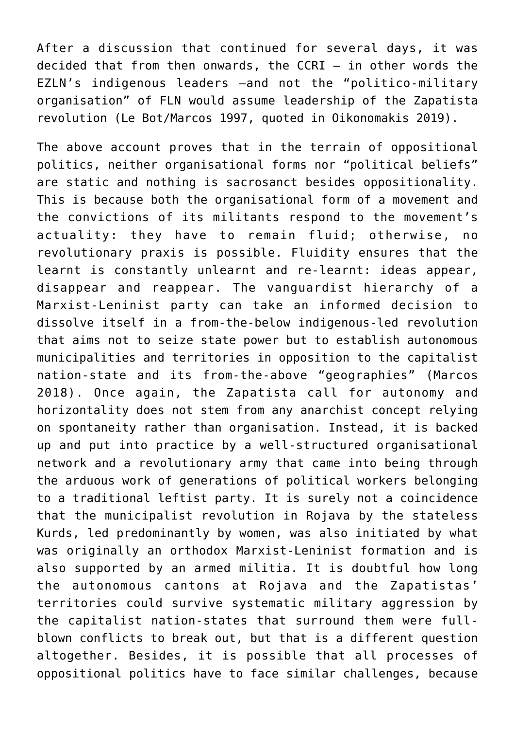After a discussion that continued for several days, it was decided that from then onwards, the CCRI – in other words the EZLN's indigenous leaders –and not the "politico-military organisation" of FLN would assume leadership of the Zapatista revolution (Le Bot/Marcos 1997, quoted in Oikonomakis 2019).

The above account proves that in the terrain of oppositional politics, neither organisational forms nor "political beliefs" are static and nothing is sacrosanct besides oppositionality. This is because both the organisational form of a movement and the convictions of its militants respond to the movement's actuality: they have to remain fluid; otherwise, no revolutionary praxis is possible. Fluidity ensures that the learnt is constantly unlearnt and re-learnt: ideas appear, disappear and reappear. The vanguardist hierarchy of a Marxist-Leninist party can take an informed decision to dissolve itself in a from-the-below indigenous-led revolution that aims not to seize state power but to establish autonomous municipalities and territories in opposition to the capitalist nation-state and its from-the-above "geographies" (Marcos 2018). Once again, the Zapatista call for autonomy and horizontality does not stem from any anarchist concept relying on spontaneity rather than organisation. Instead, it is backed up and put into practice by a well-structured organisational network and a revolutionary army that came into being through the arduous work of generations of political workers belonging to a traditional leftist party. It is surely not a coincidence that the municipalist revolution in Rojava by the stateless Kurds, led predominantly by women, was also initiated by what was originally an orthodox Marxist-Leninist formation and is also supported by an armed militia. It is doubtful how long the autonomous cantons at Rojava and the Zapatistas' territories could survive systematic military aggression by the capitalist nation-states that surround them were full-blown conflicts to break out, but that is a different question altogether. Besides, it is possible that all processes of oppositional politics have to face similar challenges, because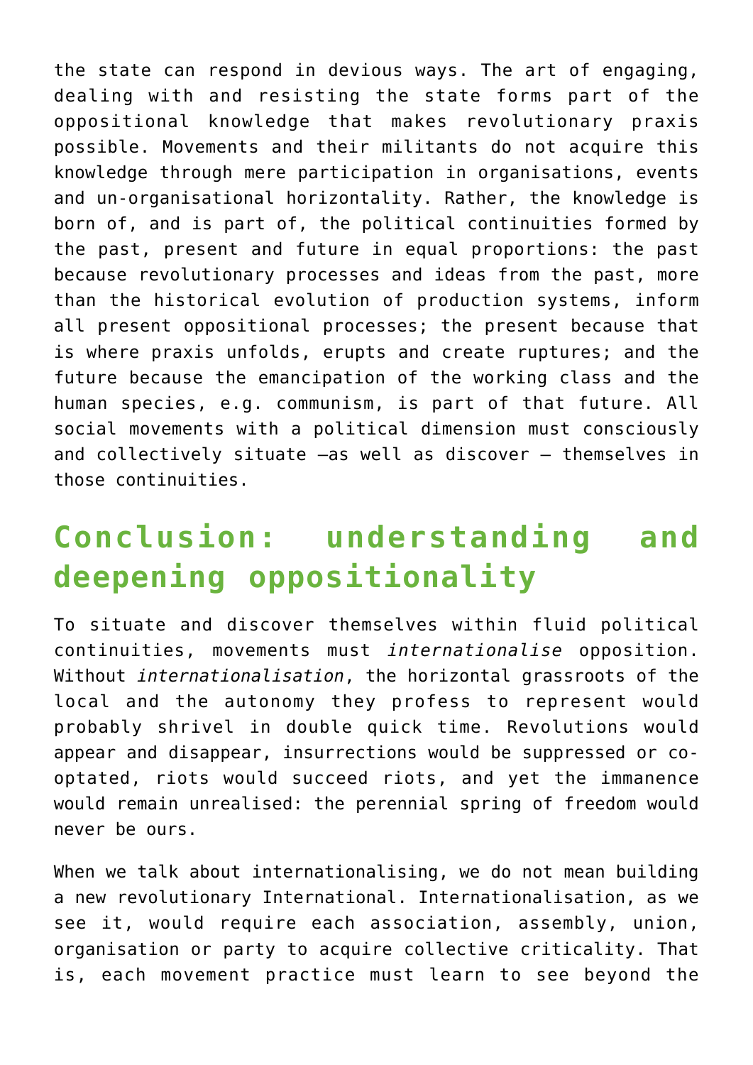the state can respond in devious ways. The art of engaging, dealing with and resisting the state forms part of the oppositional knowledge that makes revolutionary praxis possible. Movements and their militants do not acquire this knowledge through mere participation in organisations, events and un-organisational horizontality. Rather, the knowledge is born of, and is part of, the political continuities formed by the past, present and future in equal proportions: the past because revolutionary processes and ideas from the past, more than the historical evolution of production systems, inform all present oppositional processes; the present because that is where praxis unfolds, erupts and create ruptures; and the future because the emancipation of the working class and the human species, e.g. communism, is part of that future. All social movements with a political dimension must consciously and collectively situate –as well as discover – themselves in those continuities.

## Conclusion: understanding and deepening oppositionality

To situate and discover themselves within fluid political continuities, movements must *internationalise* opposition. Without *internationalisation*, the horizontal grassroots of the local and the autonomy they profess to represent would probably shrivel in double quick time. Revolutions would appear and disappear, insurrections would be suppressed or co-optated, riots would succeed riots, and yet the immanence would remain unrealised: the perennial spring of freedom would never be ours.

When we talk about internationalising, we do not mean building a new revolutionary International. Internationalisation, as we see it, would require each association, assembly, union, organisation or party to acquire collective criticality. That is, each movement practice must learn to see beyond the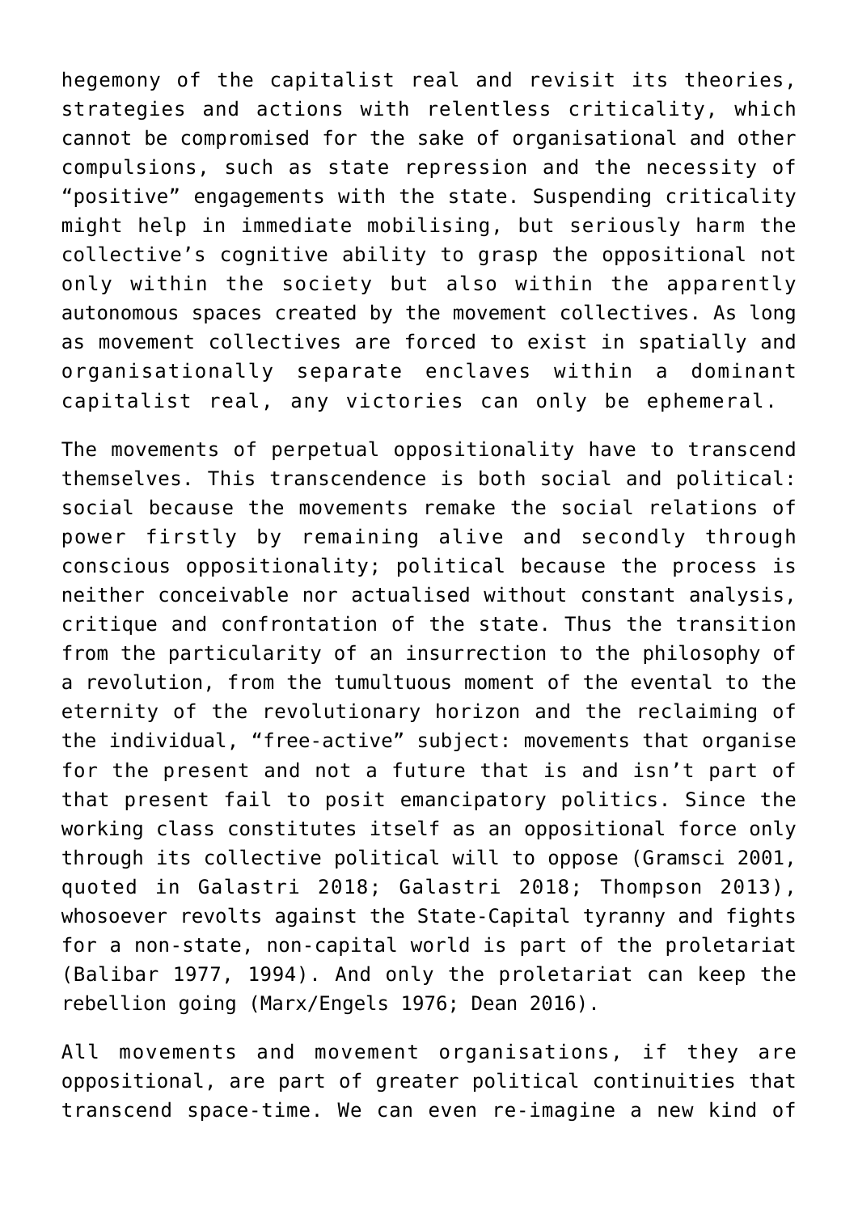hegemony of the capitalist real and revisit its theories, strategies and actions with relentless criticality, which cannot be compromised for the sake of organisational and other compulsions, such as state repression and the necessity of "positive" engagements with the state. Suspending criticality might help in immediate mobilising, but seriously harm the collective's cognitive ability to grasp the oppositional not only within the society but also within the apparently autonomous spaces created by the movement collectives. As long as movement collectives are forced to exist in spatially and organisationally separate enclaves within a dominant capitalist real, any victories can only be ephemeral.

The movements of perpetual oppositionality have to transcend themselves. This transcendence is both social and political: social because the movements remake the social relations of power firstly by remaining alive and secondly through conscious oppositionality; political because the process is neither conceivable nor actualised without constant analysis, critique and confrontation of the state. Thus the transition from the particularity of an insurrection to the philosophy of a revolution, from the tumultuous moment of the evental to the eternity of the revolutionary horizon and the reclaiming of the individual, "free-active" subject: movements that organise for the present and not a future that is and isn't part of that present fail to posit emancipatory politics. Since the working class constitutes itself as an oppositional force only through its collective political will to oppose (Gramsci 2001, quoted in Galastri 2018; Galastri 2018; Thompson 2013), whosoever revolts against the State-Capital tyranny and fights for a non-state, non-capital world is part of the proletariat (Balibar 1977, 1994). And only the proletariat can keep the rebellion going (Marx/Engels 1976; Dean 2016).

All movements and movement organisations, if they are oppositional, are part of greater political continuities that transcend space-time. We can even re-imagine a new kind of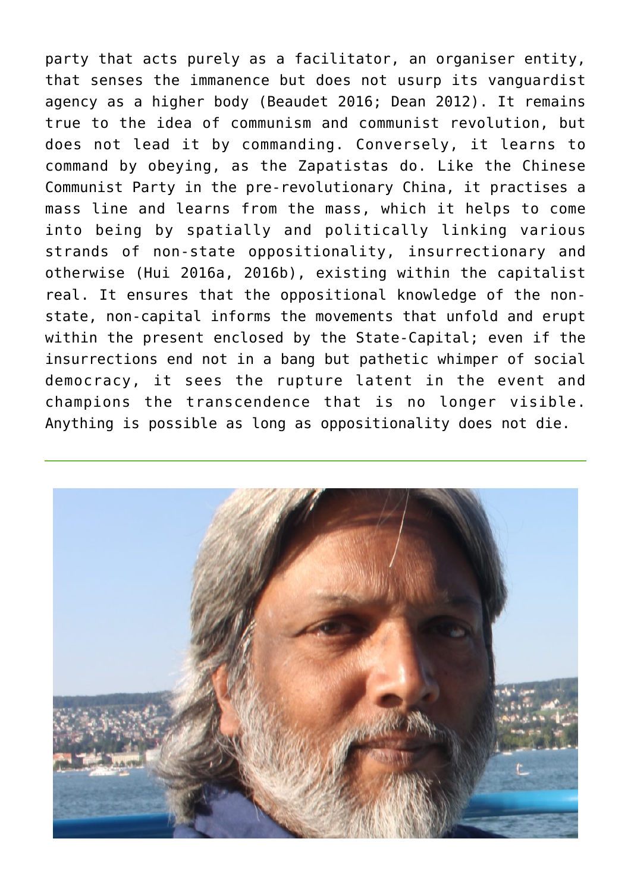party that acts purely as a facilitator, an organiser entity, that senses the immanence but does not usurp its vanguardist agency as a higher body (Beaudet 2016; Dean 2012). It remains true to the idea of communism and communist revolution, but does not lead it by commanding. Conversely, it learns to command by obeying, as the Zapatistas do. Like the Chinese Communist Party in the pre-revolutionary China, it practises a mass line and learns from the mass, which it helps to come into being by spatially and politically linking various strands of non-state oppositionality, insurrectionary and otherwise (Hui 2016a, 2016b), existing within the capitalist real. It ensures that the oppositional knowledge of the non-state, non-capital informs the movements that unfold and erupt within the present enclosed by the State-Capital; even if the insurrections end not in a bang but pathetic whimper of social democracy, it sees the rupture latent in the event and champions the transcendence that is no longer visible. Anything is possible as long as oppositionality does not die.

---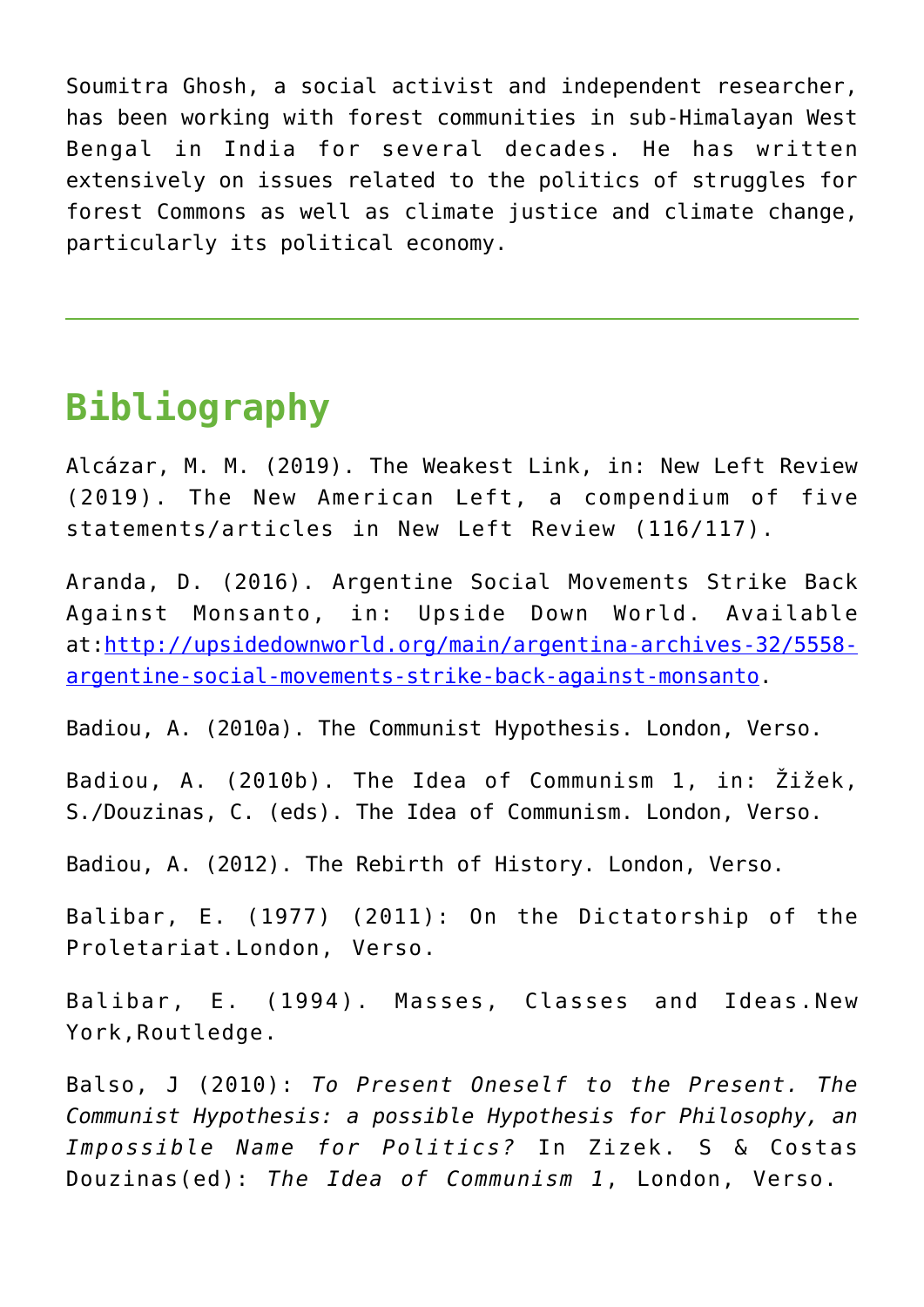Soumitra Ghosh, a social activist and independent researcher, has been working with forest communities in sub-Himalayan West Bengal in India for several decades. He has written extensively on issues related to the politics of struggles for forest Commons as well as climate justice and climate change, particularly its political economy.

---

## Bibliography

Alcázar, M. M. (2019). The Weakest Link, in: New Left Review (2019). The New American Left, a compendium of five statements/articles in New Left Review (116/117).

Aranda, D. (2016). Argentine Social Movements Strike Back Against Monsanto, in: Upside Down World. Available at:[http://upsidedownworld.org/main/argentina-archives-32/5558-argentine-social-movements-strike-back-against-monsanto](http://upsidedownworld.org/main/argentina-archives-32/5558-argentine-social-movements-strike-back-against-monsanto).

Badiou, A. (2010a). The Communist Hypothesis. London, Verso.

Badiou, A. (2010b). The Idea of Communism 1, in: Žižek, S./Douzinas, C. (eds). The Idea of Communism. London, Verso.

Badiou, A. (2012). The Rebirth of History. London, Verso.

Balibar, E. (1977) (2011): On the Dictatorship of the Proletariat.London, Verso.

Balibar, E. (1994). Masses, Classes and Ideas.New York,Routledge.

Balso, J (2010): *To Present Oneself to the Present. The Communist Hypothesis: a possible Hypothesis for Philosophy, an Impossible Name for Politics?* In Zizek. S & Costas Douzinas(ed): *The Idea of Communism 1*, London, Verso.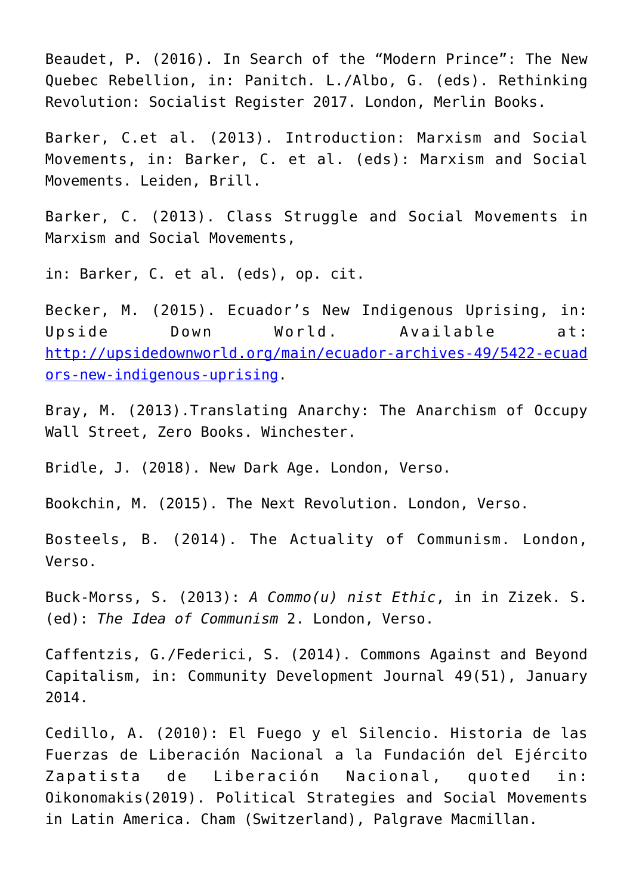Beaudet, P. (2016). In Search of the “Modern Prince”: The New Quebec Rebellion, in: Panitch. L./Albo, G. (eds). Rethinking Revolution: Socialist Register 2017. London, Merlin Books.

Barker, C.et al. (2013). Introduction: Marxism and Social Movements, in: Barker, C. et al. (eds): Marxism and Social Movements. Leiden, Brill.

Barker, C. (2013). Class Struggle and Social Movements in Marxism and Social Movements,

in: Barker, C. et al. (eds), op. cit.

Becker, M. (2015). Ecuador’s New Indigenous Uprising, in: Upside Down World. Available at: http://upsidedownworld.org/main/ecuador-archives-49/5422-ecuadors-new-indigenous-uprising.

Bray, M. (2013).Translating Anarchy: The Anarchism of Occupy Wall Street, Zero Books. Winchester.

Bridle, J. (2018). New Dark Age. London, Verso.

Bookchin, M. (2015). The Next Revolution. London, Verso.

Bosteels, B. (2014). The Actuality of Communism. London, Verso.

Buck-Morss, S. (2013): *A Commo(u) nist Ethic*, in in Zizek. S. (ed): *The Idea of Communism* 2. London, Verso.

Caffentzis, G./Federici, S. (2014). Commons Against and Beyond Capitalism, in: Community Development Journal 49(51), January 2014.

Cedillo, A. (2010): El Fuego y el Silencio. Historia de las Fuerzas de Liberación Nacional a la Fundación del Ejército Zapatista de Liberación Nacional, quoted in: Oikonomakis(2019). Political Strategies and Social Movements in Latin America. Cham (Switzerland), Palgrave Macmillan.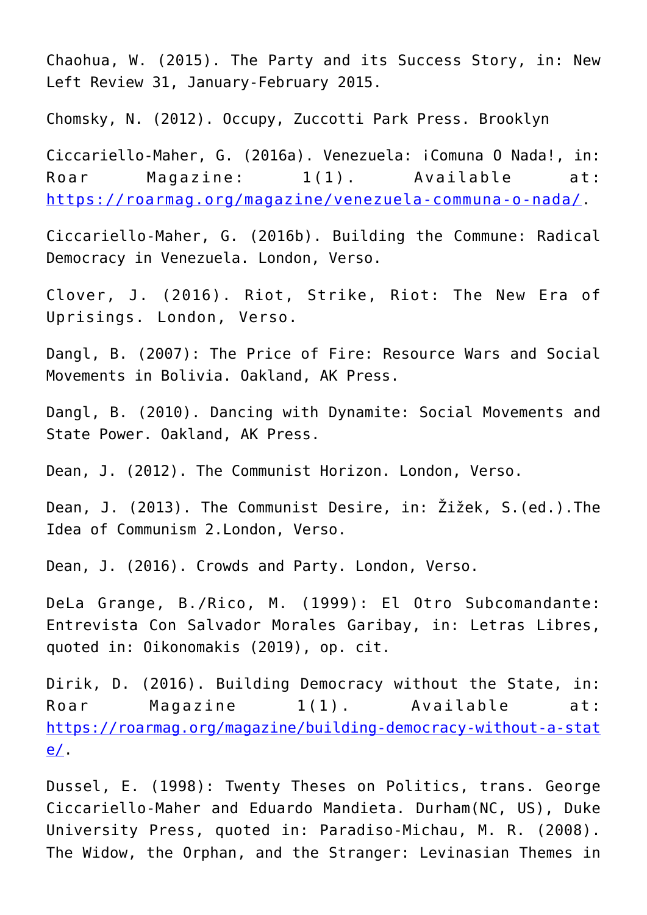Chaohua, W. (2015). The Party and its Success Story, in: New Left Review 31, January-February 2015.

Chomsky, N. (2012). Occupy, Zuccotti Park Press. Brooklyn

Ciccariello-Maher, G. (2016a). Venezuela: ¡Comuna O Nada!, in: Roar Magazine: 1(1). Available at: https://roarmag.org/magazine/venezuela-communa-o-nada/.

Ciccariello-Maher, G. (2016b). Building the Commune: Radical Democracy in Venezuela. London, Verso.

Clover, J. (2016). Riot, Strike, Riot: The New Era of Uprisings. London, Verso.

Dangl, B. (2007): The Price of Fire: Resource Wars and Social Movements in Bolivia. Oakland, AK Press.

Dangl, B. (2010). Dancing with Dynamite: Social Movements and State Power. Oakland, AK Press.

Dean, J. (2012). The Communist Horizon. London, Verso.

Dean, J. (2013). The Communist Desire, in: Žižek, S.(ed.).The Idea of Communism 2.London, Verso.

Dean, J. (2016). Crowds and Party. London, Verso.

DeLa Grange, B./Rico, M. (1999): El Otro Subcomandante: Entrevista Con Salvador Morales Garibay, in: Letras Libres, quoted in: Oikonomakis (2019), op. cit.

Dirik, D. (2016). Building Democracy without the State, in: Roar Magazine 1(1). Available at: https://roarmag.org/magazine/building-democracy-without-a-state/.

Dussel, E. (1998): Twenty Theses on Politics, trans. George Ciccariello-Maher and Eduardo Mandieta. Durham(NC, US), Duke University Press, quoted in: Paradiso-Michau, M. R. (2008). The Widow, the Orphan, and the Stranger: Levinasian Themes in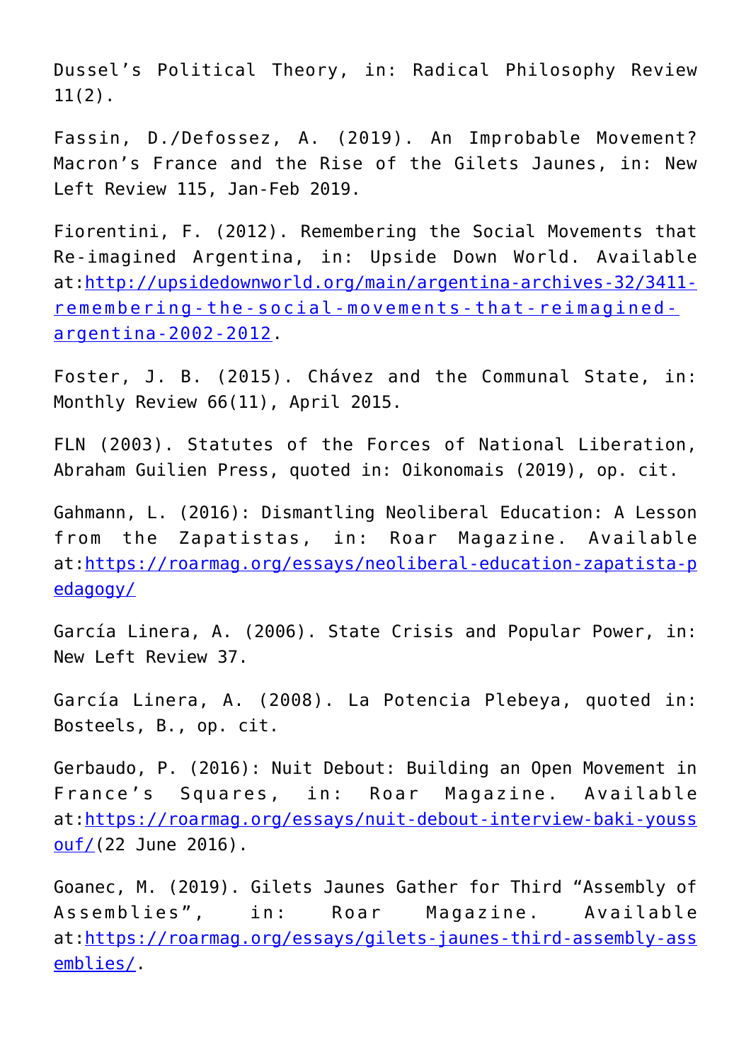Dussel's Political Theory, in: Radical Philosophy Review 11(2).

Fassin, D./Defossez, A. (2019). An Improbable Movement? Macron's France and the Rise of the Gilets Jaunes, in: New Left Review 115, Jan-Feb 2019.

Fiorentini, F. (2012). Remembering the Social Movements that Re-imagined Argentina, in: Upside Down World. Available at:http://upsidedownworld.org/main/argentina-archives-32/3411-remembering-the-social-movements-that-reimagined-argentina-2002-2012.

Foster, J. B. (2015). Chávez and the Communal State, in: Monthly Review 66(11), April 2015.

FLN (2003). Statutes of the Forces of National Liberation, Abraham Guilien Press, quoted in: Oikonomais (2019), op. cit.

Gahmann, L. (2016): Dismantling Neoliberal Education: A Lesson from the Zapatistas, in: Roar Magazine. Available at:https://roarmag.org/essays/neoliberal-education-zapatista-pedagogy/

García Linera, A. (2006). State Crisis and Popular Power, in: New Left Review 37.

García Linera, A. (2008). La Potencia Plebeya, quoted in: Bosteels, B., op. cit.

Gerbaudo, P. (2016): Nuit Debout: Building an Open Movement in France's Squares, in: Roar Magazine. Available at:https://roarmag.org/essays/nuit-debout-interview-baki-youssouf/(22 June 2016).

Goanec, M. (2019). Gilets Jaunes Gather for Third "Assembly of Assemblies", in: Roar Magazine. Available at:https://roarmag.org/essays/gilets-jaunes-third-assembly-assemblies/.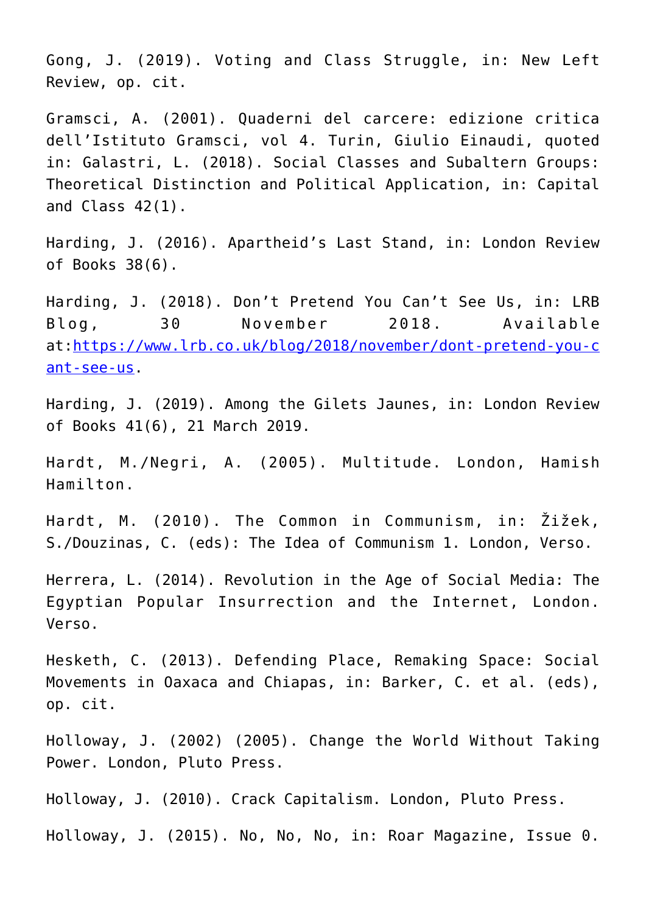Gong, J. (2019). Voting and Class Struggle, in: New Left Review, op. cit.

Gramsci, A. (2001). Quaderni del carcere: edizione critica dell'Istituto Gramsci, vol 4. Turin, Giulio Einaudi, quoted in: Galastri, L. (2018). Social Classes and Subaltern Groups: Theoretical Distinction and Political Application, in: Capital and Class 42(1).

Harding, J. (2016). Apartheid's Last Stand, in: London Review of Books 38(6).

Harding, J. (2018). Don't Pretend You Can't See Us, in: LRB Blog, 30 November 2018. Available at:[https://www.lrb.co.uk/blog/2018/november/dont-pretend-you-cant-see-us](https://www.lrb.co.uk/blog/2018/november/dont-pretend-you-cant-see-us).

Harding, J. (2019). Among the Gilets Jaunes, in: London Review of Books 41(6), 21 March 2019.

Hardt, M./Negri, A. (2005). Multitude. London, Hamish Hamilton.

Hardt, M. (2010). The Common in Communism, in: Žižek, S./Douzinas, C. (eds): The Idea of Communism 1. London, Verso.

Herrera, L. (2014). Revolution in the Age of Social Media: The Egyptian Popular Insurrection and the Internet, London. Verso.

Hesketh, C. (2013). Defending Place, Remaking Space: Social Movements in Oaxaca and Chiapas, in: Barker, C. et al. (eds), op. cit.

Holloway, J. (2002) (2005). Change the World Without Taking Power. London, Pluto Press.

Holloway, J. (2010). Crack Capitalism. London, Pluto Press.

Holloway, J. (2015). No, No, No, in: Roar Magazine, Issue 0.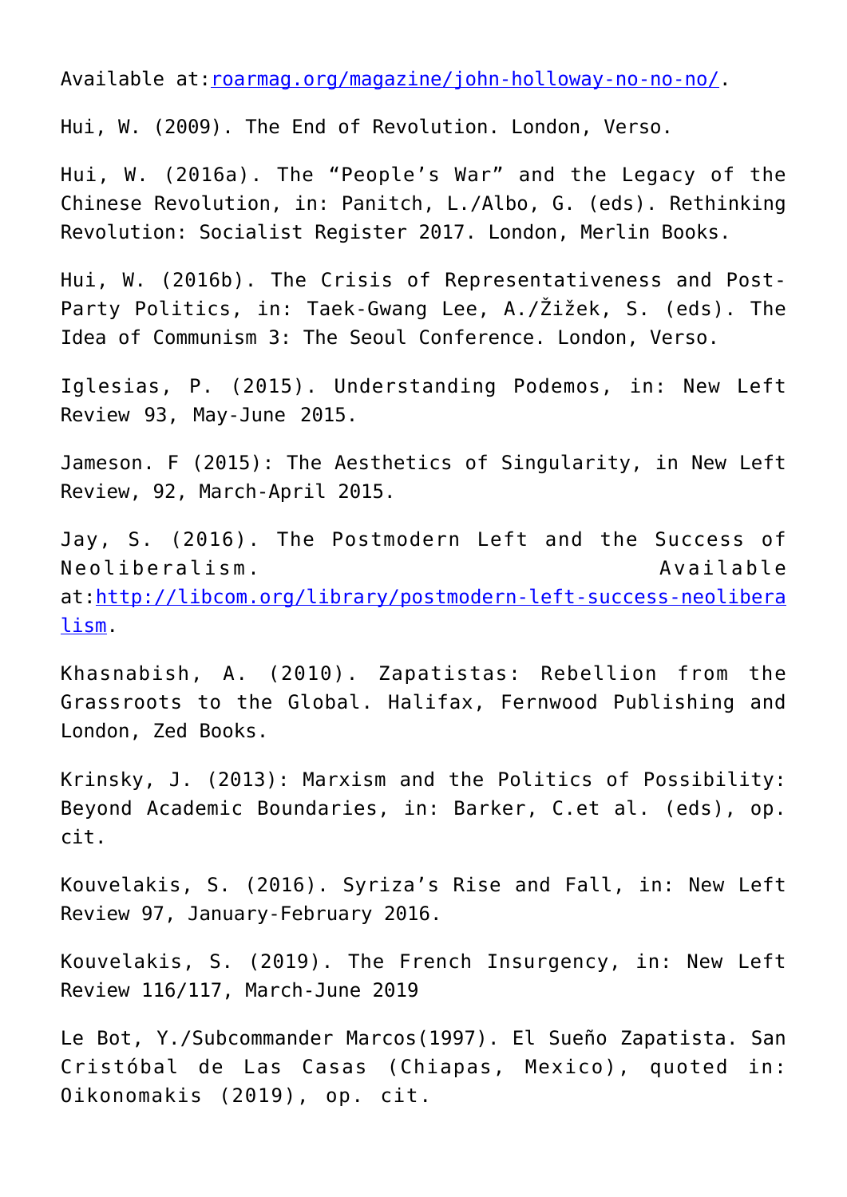Available at:[roarmag.org/magazine/john-holloway-no-no-no/](roarmag.org/magazine/john-holloway-no-no-no/).

Hui, W. (2009). The End of Revolution. London, Verso.

Hui, W. (2016a). The “People’s War” and the Legacy of the Chinese Revolution, in: Panitch, L./Albo, G. (eds). Rethinking Revolution: Socialist Register 2017. London, Merlin Books.

Hui, W. (2016b). The Crisis of Representativeness and Post-Party Politics, in: Taek-Gwang Lee, A./Žižek, S. (eds). The Idea of Communism 3: The Seoul Conference. London, Verso.

Iglesias, P. (2015). Understanding Podemos, in: New Left Review 93, May-June 2015.

Jameson. F (2015): The Aesthetics of Singularity, in New Left Review, 92, March-April 2015.

Jay, S. (2016). The Postmodern Left and the Success of Neoliberalism. Available at:[http://libcom.org/library/postmodern-left-success-neoliberalism](http://libcom.org/library/postmodern-left-success-neoliberalism).

Khasnabish, A. (2010). Zapatistas: Rebellion from the Grassroots to the Global. Halifax, Fernwood Publishing and London, Zed Books.

Krinsky, J. (2013): Marxism and the Politics of Possibility: Beyond Academic Boundaries, in: Barker, C.et al. (eds), op. cit.

Kouvelakis, S. (2016). Syriza’s Rise and Fall, in: New Left Review 97, January-February 2016.

Kouvelakis, S. (2019). The French Insurgency, in: New Left Review 116/117, March-June 2019

Le Bot, Y./Subcommander Marcos(1997). El Sueño Zapatista. San Cristóbal de Las Casas (Chiapas, Mexico), quoted in: Oikonomakis (2019), op. cit.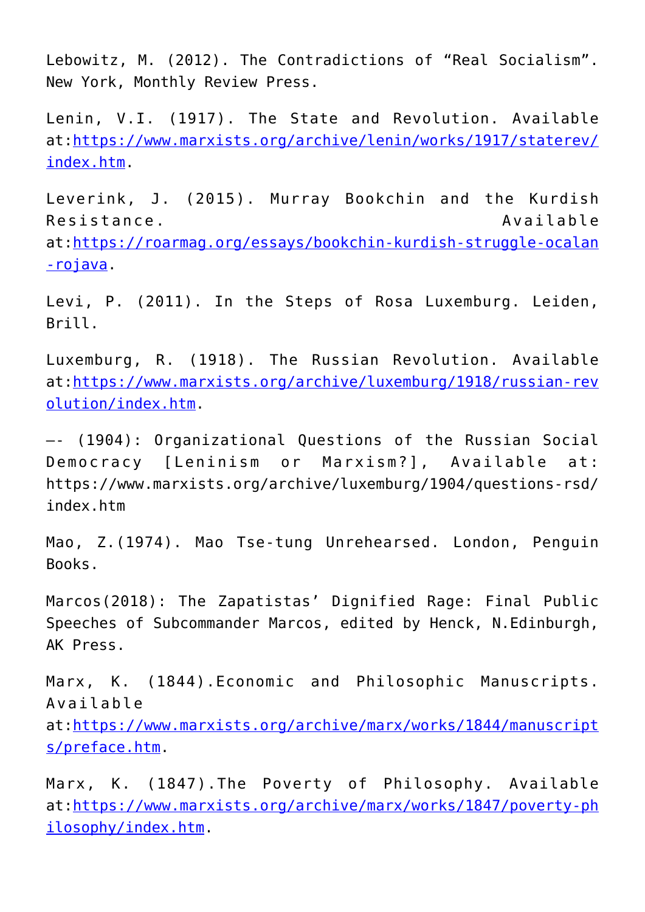Lebowitz, M. (2012). The Contradictions of "Real Socialism". New York, Monthly Review Press.

Lenin, V.I. (1917). The State and Revolution. Available at:https://www.marxists.org/archive/lenin/works/1917/staterev/index.htm.

Leverink, J. (2015). Murray Bookchin and the Kurdish Resistance. Available at:https://roarmag.org/essays/bookchin-kurdish-struggle-ocalan-rojava.

Levi, P. (2011). In the Steps of Rosa Luxemburg. Leiden, Brill.

Luxemburg, R. (1918). The Russian Revolution. Available at:https://www.marxists.org/archive/luxemburg/1918/russian-revolution/index.htm.

—- (1904): Organizational Questions of the Russian Social Democracy [Leninism or Marxism?], Available at: https://www.marxists.org/archive/luxemburg/1904/questions-rsd/index.htm

Mao, Z.(1974). Mao Tse-tung Unrehearsed. London, Penguin Books.

Marcos(2018): The Zapatistas' Dignified Rage: Final Public Speeches of Subcommander Marcos, edited by Henck, N.Edinburgh, AK Press.

Marx, K. (1844).Economic and Philosophic Manuscripts. Available at:https://www.marxists.org/archive/marx/works/1844/manuscripts/preface.htm.

Marx, K. (1847).The Poverty of Philosophy. Available at:https://www.marxists.org/archive/marx/works/1847/poverty-philosophy/index.htm.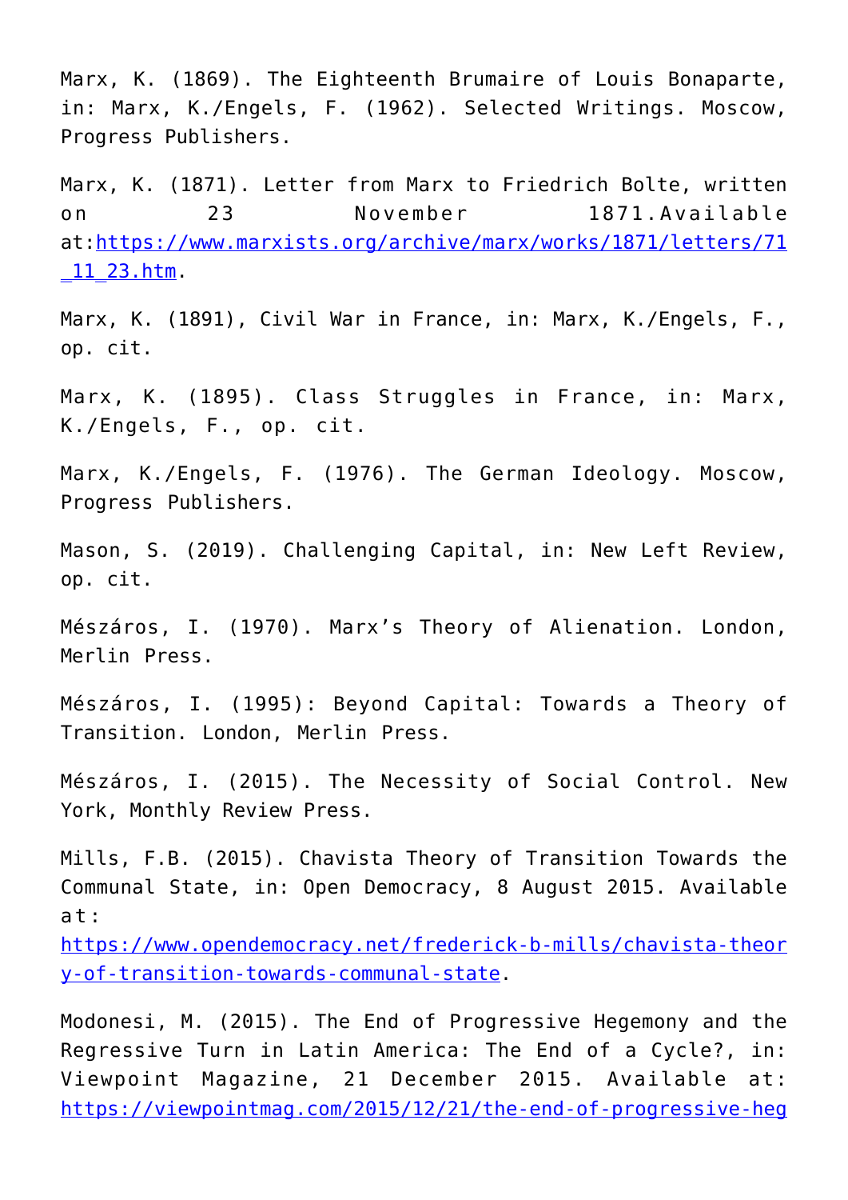Marx, K. (1869). The Eighteenth Brumaire of Louis Bonaparte, in: Marx, K./Engels, F. (1962). Selected Writings. Moscow, Progress Publishers.

Marx, K. (1871). Letter from Marx to Friedrich Bolte, written on 23 November 1871.Available at:https://www.marxists.org/archive/marx/works/1871/letters/71_11_23.htm.

Marx, K. (1891), Civil War in France, in: Marx, K./Engels, F., op. cit.

Marx, K. (1895). Class Struggles in France, in: Marx, K./Engels, F., op. cit.

Marx, K./Engels, F. (1976). The German Ideology. Moscow, Progress Publishers.

Mason, S. (2019). Challenging Capital, in: New Left Review, op. cit.

Mészáros, I. (1970). Marx's Theory of Alienation. London, Merlin Press.

Mészáros, I. (1995): Beyond Capital: Towards a Theory of Transition. London, Merlin Press.

Mészáros, I. (2015). The Necessity of Social Control. New York, Monthly Review Press.

Mills, F.B. (2015). Chavista Theory of Transition Towards the Communal State, in: Open Democracy, 8 August 2015. Available at: https://www.opendemocracy.net/frederick-b-mills/chavista-theory-of-transition-towards-communal-state.

Modonesi, M. (2015). The End of Progressive Hegemony and the Regressive Turn in Latin America: The End of a Cycle?, in: Viewpoint Magazine, 21 December 2015. Available at: https://viewpointmag.com/2015/12/21/the-end-of-progressive-heg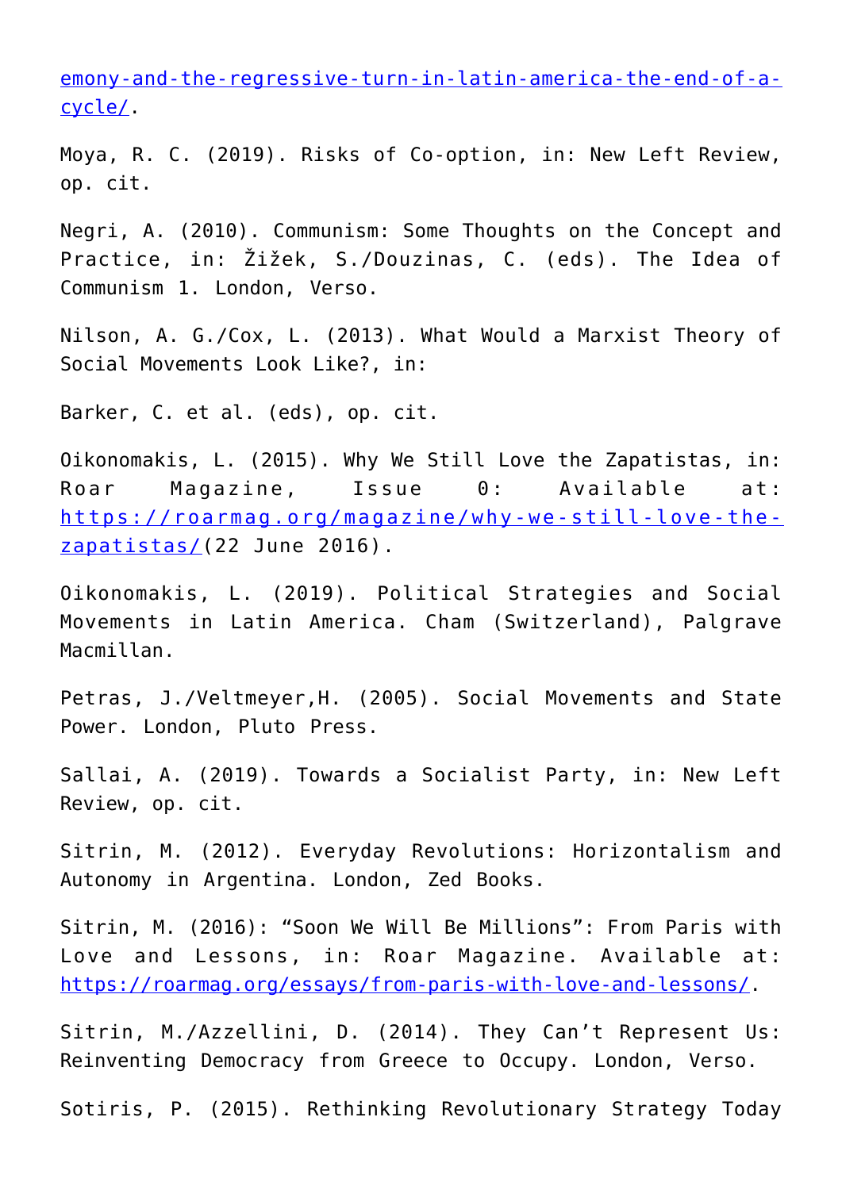[emony-and-the-regressive-turn-in-latin-america-the-end-of-a-cycle/](emony-and-the-regressive-turn-in-latin-america-the-end-of-a-cycle/).

Moya, R. C. (2019). Risks of Co-option, in: New Left Review, op. cit.

Negri, A. (2010). Communism: Some Thoughts on the Concept and Practice, in: Žižek, S./Douzinas, C. (eds). The Idea of Communism 1. London, Verso.

Nilson, A. G./Cox, L. (2013). What Would a Marxist Theory of Social Movements Look Like?, in:

Barker, C. et al. (eds), op. cit.

Oikonomakis, L. (2015). Why We Still Love the Zapatistas, in: Roar Magazine, Issue 0: Available at: [https://roarmag.org/magazine/why-we-still-love-the-zapatistas/](https://roarmag.org/magazine/why-we-still-love-the-zapatistas/)(22 June 2016).

Oikonomakis, L. (2019). Political Strategies and Social Movements in Latin America. Cham (Switzerland), Palgrave Macmillan.

Petras, J./Veltmeyer,H. (2005). Social Movements and State Power. London, Pluto Press.

Sallai, A. (2019). Towards a Socialist Party, in: New Left Review, op. cit.

Sitrin, M. (2012). Everyday Revolutions: Horizontalism and Autonomy in Argentina. London, Zed Books.

Sitrin, M. (2016): "Soon We Will Be Millions": From Paris with Love and Lessons, in: Roar Magazine. Available at: [https://roarmag.org/essays/from-paris-with-love-and-lessons/](https://roarmag.org/essays/from-paris-with-love-and-lessons/).

Sitrin, M./Azzellini, D. (2014). They Can't Represent Us: Reinventing Democracy from Greece to Occupy. London, Verso.

Sotiris, P. (2015). Rethinking Revolutionary Strategy Today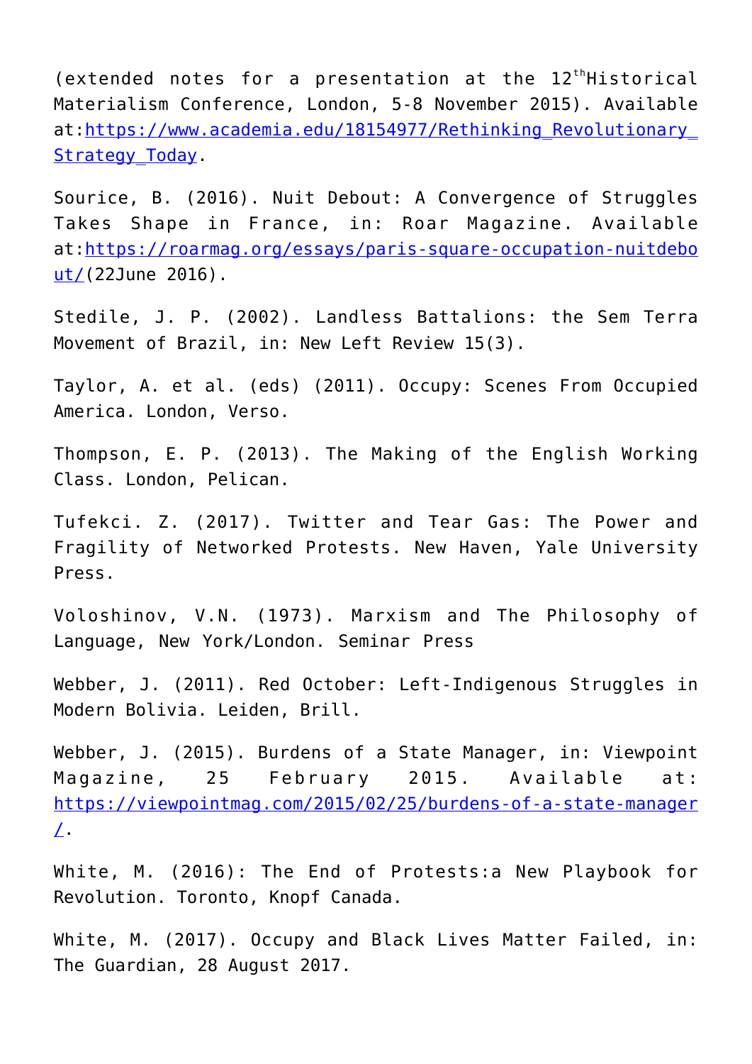(extended notes for a presentation at the 12th Historical Materialism Conference, London, 5-8 November 2015). Available at: https://www.academia.edu/18154977/Rethinking_Revolutionary_Strategy_Today.

Sourice, B. (2016). Nuit Debout: A Convergence of Struggles Takes Shape in France, in: Roar Magazine. Available at: https://roarmag.org/essays/paris-square-occupation-nuitdebout/ (22June 2016).

Stedile, J. P. (2002). Landless Battalions: the Sem Terra Movement of Brazil, in: New Left Review 15(3).

Taylor, A. et al. (eds) (2011). Occupy: Scenes From Occupied America. London, Verso.

Thompson, E. P. (2013). The Making of the English Working Class. London, Pelican.

Tufekci. Z. (2017). Twitter and Tear Gas: The Power and Fragility of Networked Protests. New Haven, Yale University Press.

Voloshinov, V.N. (1973). Marxism and The Philosophy of Language, New York/London. Seminar Press

Webber, J. (2011). Red October: Left-Indigenous Struggles in Modern Bolivia. Leiden, Brill.

Webber, J. (2015). Burdens of a State Manager, in: Viewpoint Magazine, 25 February 2015. Available at: https://viewpointmag.com/2015/02/25/burdens-of-a-state-manager/.

White, M. (2016): The End of Protests:a New Playbook for Revolution. Toronto, Knopf Canada.

White, M. (2017). Occupy and Black Lives Matter Failed, in: The Guardian, 28 August 2017.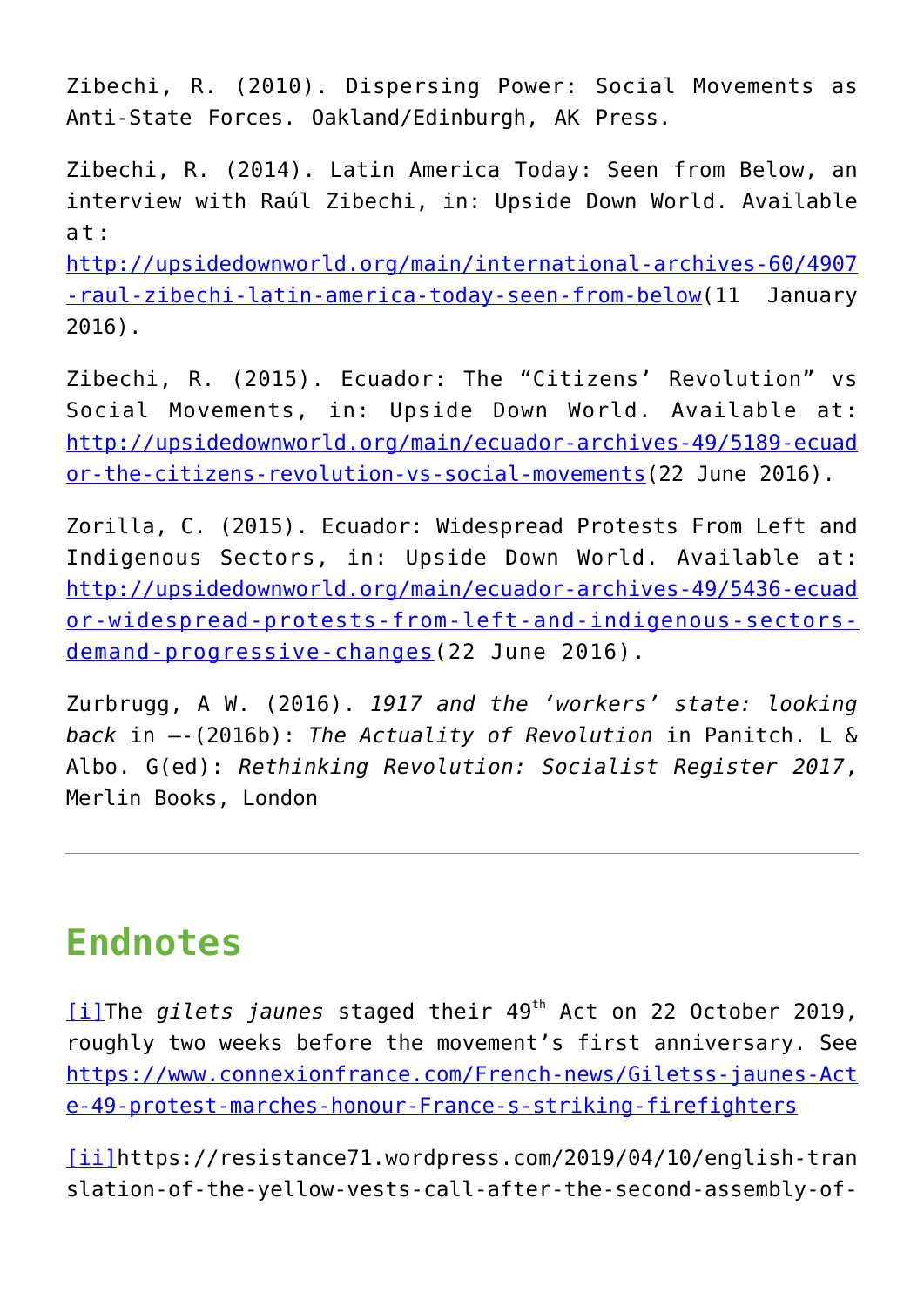Zibechi, R. (2010). Dispersing Power: Social Movements as Anti-State Forces. Oakland/Edinburgh, AK Press.

Zibechi, R. (2014). Latin America Today: Seen from Below, an interview with Raúl Zibechi, in: Upside Down World. Available at: http://upsidedownworld.org/main/international-archives-60/4907-raul-zibechi-latin-america-today-seen-from-below(11 January 2016).

Zibechi, R. (2015). Ecuador: The "Citizens' Revolution" vs Social Movements, in: Upside Down World. Available at: http://upsidedownworld.org/main/ecuador-archives-49/5189-ecuador-the-citizens-revolution-vs-social-movements(22 June 2016).

Zorilla, C. (2015). Ecuador: Widespread Protests From Left and Indigenous Sectors, in: Upside Down World. Available at: http://upsidedownworld.org/main/ecuador-archives-49/5436-ecuador-widespread-protests-from-left-and-indigenous-sectors-demand-progressive-changes(22 June 2016).

Zurbrugg, A W. (2016). *1917 and the 'workers' state: looking back* in –-(2016b): *The Actuality of Revolution* in Panitch. L & Albo. G(ed): *Rethinking Revolution: Socialist Register 2017*, Merlin Books, London

---

## Endnotes

[i]The *gilets jaunes* staged their 49th Act on 22 October 2019, roughly two weeks before the movement's first anniversary. See https://www.connexionfrance.com/French-news/Giletss-jaunes-Acte-49-protest-marches-honour-France-s-striking-firefighters

[ii]https://resistance71.wordpress.com/2019/04/10/english-translation-of-the-yellow-vests-call-after-the-second-assembly-of-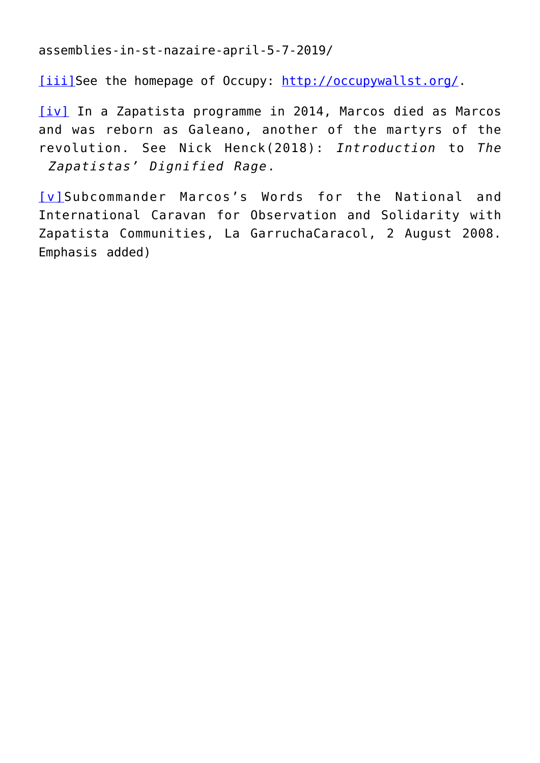assemblies-in-st-nazaire-april-5-7-2019/

[iii]See the homepage of Occupy: http://occupywallst.org/.

[iv] In a Zapatista programme in 2014, Marcos died as Marcos and was reborn as Galeano, another of the martyrs of the revolution. See Nick Henck(2018): *Introduction* to *The Zapatistas' Dignified Rage*.

[v]Subcommander Marcos's Words for the National and International Caravan for Observation and Solidarity with Zapatista Communities, La GarruchaCaracol, 2 August 2008. Emphasis added)